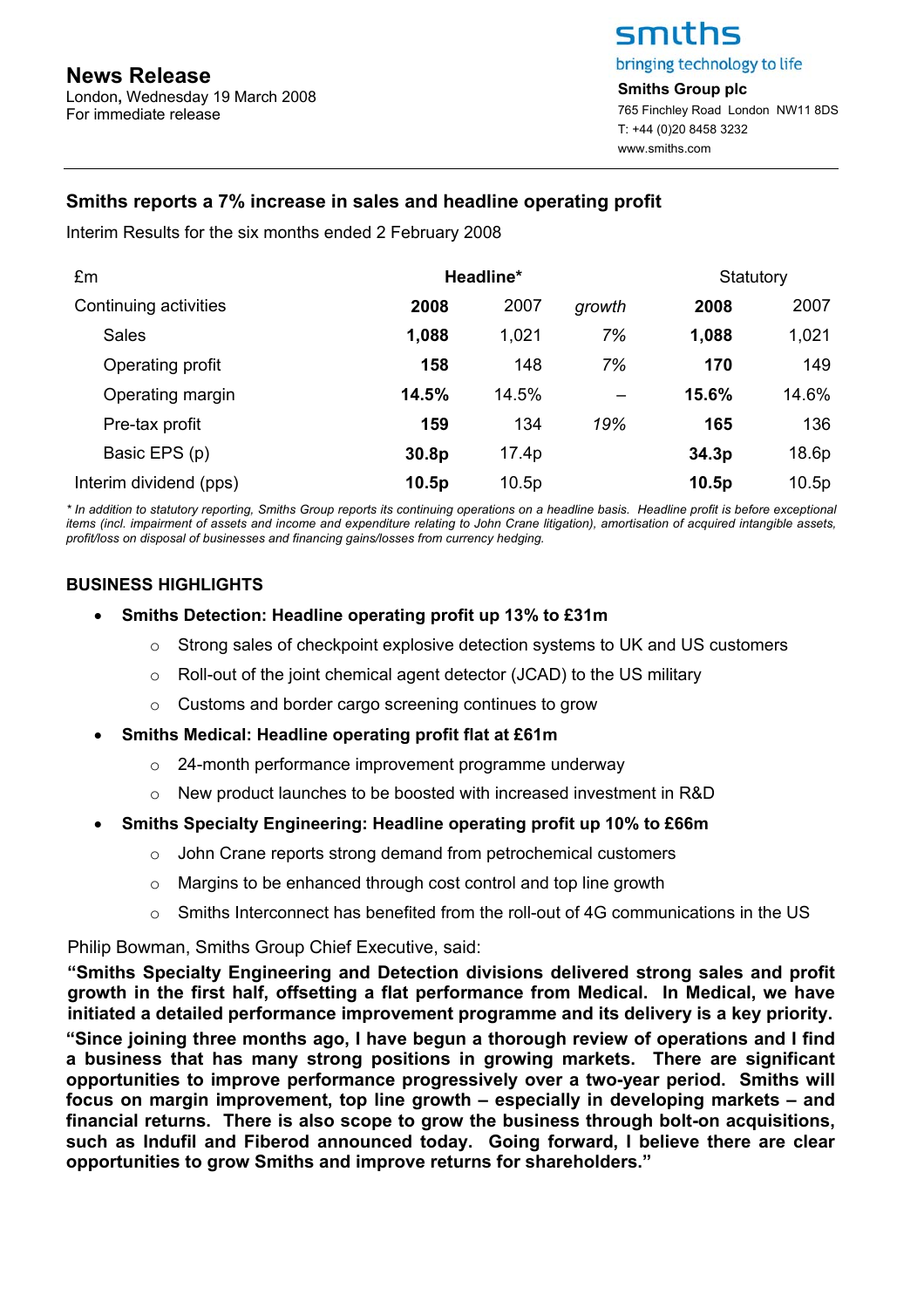# News Release

London, Wednesday 19 March 2008
For immediate release

**smiths**
bringing technology to life

**Smiths Group plc**
765 Finchley Road London NW11 8DS
T: +44 (0)20 8458 3232
www.smiths.com

## Smiths reports a 7% increase in sales and headline operating profit

Interim Results for the six months ended 2 February 2008

| £m | Headline* | | | Statutory | |
|---|---|---|---|---|---|
| Continuing activities | **2008** | 2007 | *growth* | **2008** | 2007 |
| Sales | **1,088** | 1,021 | *7%* | **1,088** | 1,021 |
| Operating profit | **158** | 148 | *7%* | **170** | 149 |
| Operating margin | **14.5%** | 14.5% | – | **15.6%** | 14.6% |
| Pre-tax profit | **159** | 134 | *19%* | **165** | 136 |
| Basic EPS (p) | **30.8p** | 17.4p | | **34.3p** | 18.6p |
| Interim dividend (pps) | **10.5p** | 10.5p | | **10.5p** | 10.5p |

*\* In addition to statutory reporting, Smiths Group reports its continuing operations on a headline basis. Headline profit is before exceptional items (incl. impairment of assets and income and expenditure relating to John Crane litigation), amortisation of acquired intangible assets, profit/loss on disposal of businesses and financing gains/losses from currency hedging.*

### BUSINESS HIGHLIGHTS

- **Smiths Detection: Headline operating profit up 13% to £31m**
  - Strong sales of checkpoint explosive detection systems to UK and US customers
  - Roll-out of the joint chemical agent detector (JCAD) to the US military
  - Customs and border cargo screening continues to grow
- **Smiths Medical: Headline operating profit flat at £61m**
  - 24-month performance improvement programme underway
  - New product launches to be boosted with increased investment in R&D
- **Smiths Specialty Engineering: Headline operating profit up 10% to £66m**
  - John Crane reports strong demand from petrochemical customers
  - Margins to be enhanced through cost control and top line growth
  - Smiths Interconnect has benefited from the roll-out of 4G communications in the US

Philip Bowman, Smiths Group Chief Executive, said:

**"Smiths Specialty Engineering and Detection divisions delivered strong sales and profit growth in the first half, offsetting a flat performance from Medical. In Medical, we have initiated a detailed performance improvement programme and its delivery is a key priority.**

**"Since joining three months ago, I have begun a thorough review of operations and I find a business that has many strong positions in growing markets. There are significant opportunities to improve performance progressively over a two-year period. Smiths will focus on margin improvement, top line growth – especially in developing markets – and financial returns. There is also scope to grow the business through bolt-on acquisitions, such as Indufil and Fiberod announced today. Going forward, I believe there are clear opportunities to grow Smiths and improve returns for shareholders."**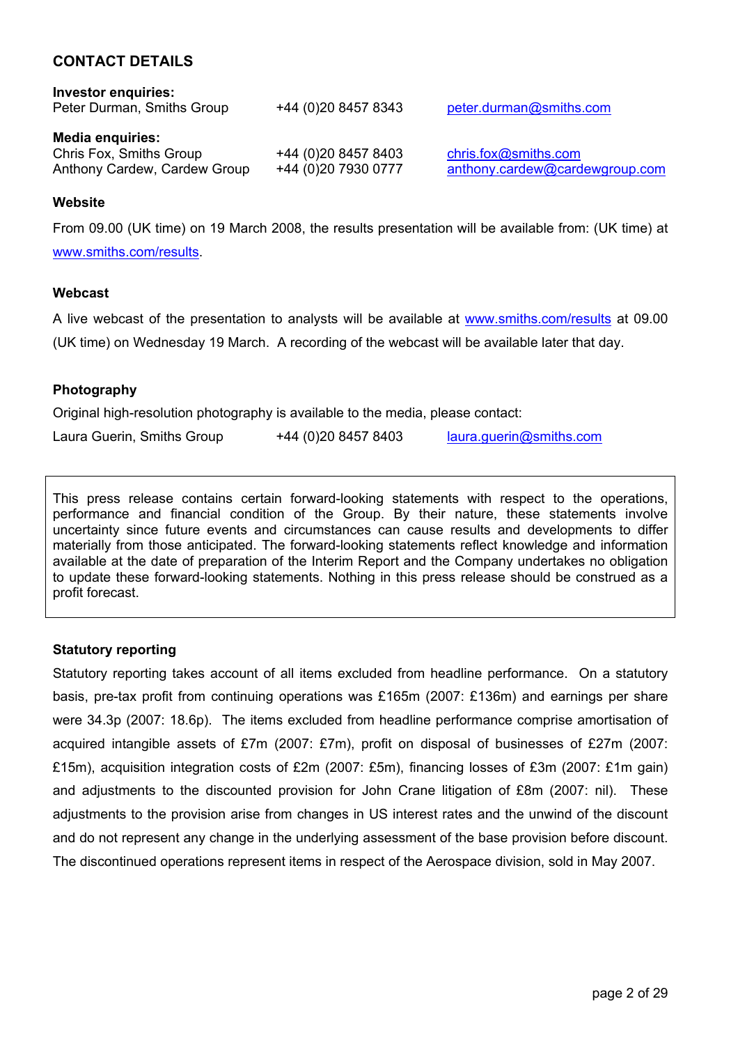## CONTACT DETAILS

**Investor enquiries:**

| | | |
|---|---|---|
| Peter Durman, Smiths Group | +44 (0)20 8457 8343 | peter.durman@smiths.com |

**Media enquiries:**

| | | |
|---|---|---|
| Chris Fox, Smiths Group | +44 (0)20 8457 8403 | chris.fox@smiths.com |
| Anthony Cardew, Cardew Group | +44 (0)20 7930 0777 | anthony.cardew@cardewgroup.com |

### Website

From 09.00 (UK time) on 19 March 2008, the results presentation will be available from: (UK time) at www.smiths.com/results.

### Webcast

A live webcast of the presentation to analysts will be available at www.smiths.com/results at 09.00 (UK time) on Wednesday 19 March. A recording of the webcast will be available later that day.

### Photography

Original high-resolution photography is available to the media, please contact:

| | | |
|---|---|---|
| Laura Guerin, Smiths Group | +44 (0)20 8457 8403 | laura.guerin@smiths.com |

This press release contains certain forward-looking statements with respect to the operations, performance and financial condition of the Group. By their nature, these statements involve uncertainty since future events and circumstances can cause results and developments to differ materially from those anticipated. The forward-looking statements reflect knowledge and information available at the date of preparation of the Interim Report and the Company undertakes no obligation to update these forward-looking statements. Nothing in this press release should be construed as a profit forecast.

### Statutory reporting

Statutory reporting takes account of all items excluded from headline performance. On a statutory basis, pre-tax profit from continuing operations was £165m (2007: £136m) and earnings per share were 34.3p (2007: 18.6p). The items excluded from headline performance comprise amortisation of acquired intangible assets of £7m (2007: £7m), profit on disposal of businesses of £27m (2007: £15m), acquisition integration costs of £2m (2007: £5m), financing losses of £3m (2007: £1m gain) and adjustments to the discounted provision for John Crane litigation of £8m (2007: nil). These adjustments to the provision arise from changes in US interest rates and the unwind of the discount and do not represent any change in the underlying assessment of the base provision before discount. The discontinued operations represent items in respect of the Aerospace division, sold in May 2007.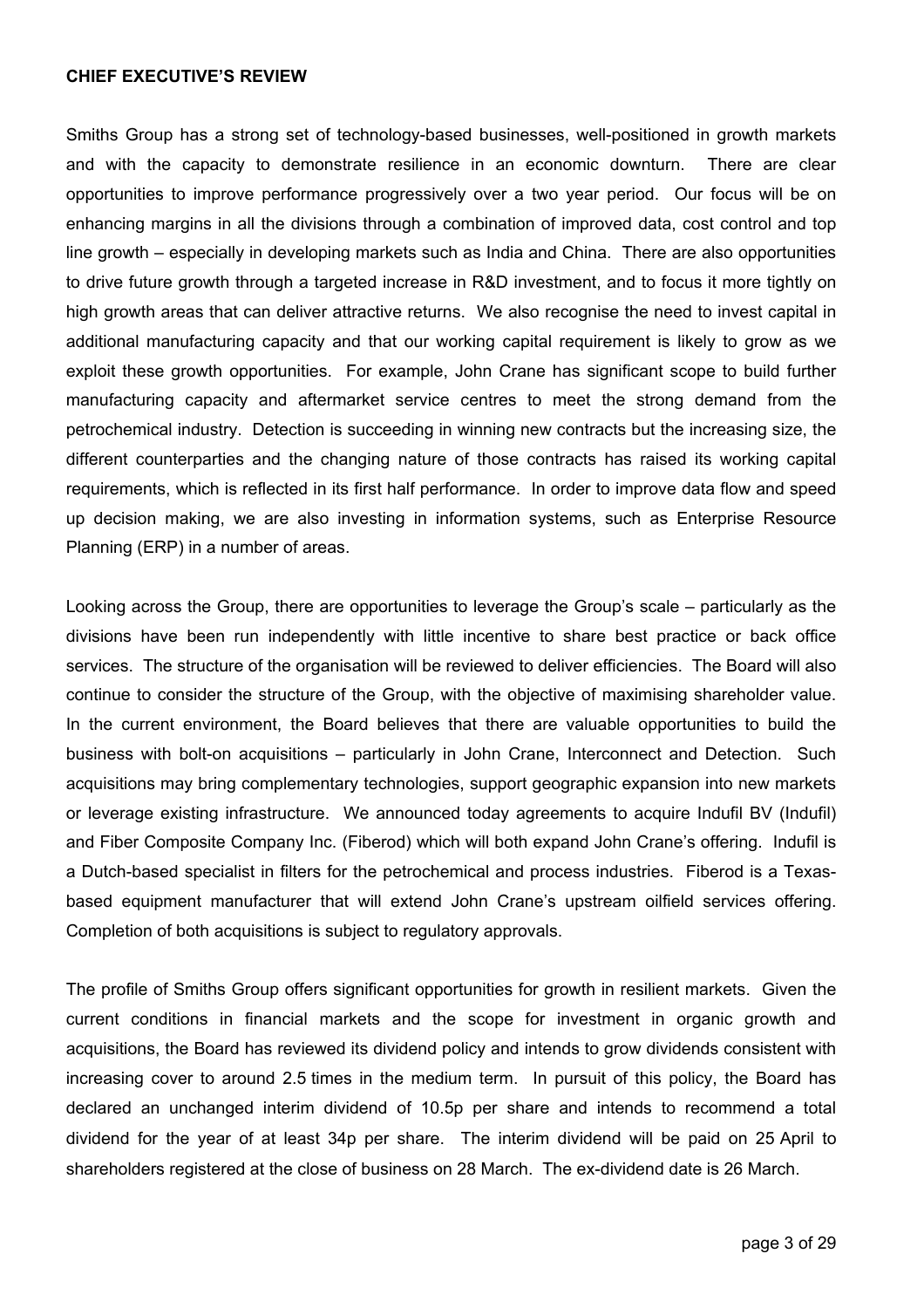**CHIEF EXECUTIVE'S REVIEW**

Smiths Group has a strong set of technology-based businesses, well-positioned in growth markets and with the capacity to demonstrate resilience in an economic downturn. There are clear opportunities to improve performance progressively over a two year period. Our focus will be on enhancing margins in all the divisions through a combination of improved data, cost control and top line growth – especially in developing markets such as India and China. There are also opportunities to drive future growth through a targeted increase in R&D investment, and to focus it more tightly on high growth areas that can deliver attractive returns. We also recognise the need to invest capital in additional manufacturing capacity and that our working capital requirement is likely to grow as we exploit these growth opportunities. For example, John Crane has significant scope to build further manufacturing capacity and aftermarket service centres to meet the strong demand from the petrochemical industry. Detection is succeeding in winning new contracts but the increasing size, the different counterparties and the changing nature of those contracts has raised its working capital requirements, which is reflected in its first half performance. In order to improve data flow and speed up decision making, we are also investing in information systems, such as Enterprise Resource Planning (ERP) in a number of areas.

Looking across the Group, there are opportunities to leverage the Group's scale – particularly as the divisions have been run independently with little incentive to share best practice or back office services. The structure of the organisation will be reviewed to deliver efficiencies. The Board will also continue to consider the structure of the Group, with the objective of maximising shareholder value. In the current environment, the Board believes that there are valuable opportunities to build the business with bolt-on acquisitions – particularly in John Crane, Interconnect and Detection. Such acquisitions may bring complementary technologies, support geographic expansion into new markets or leverage existing infrastructure. We announced today agreements to acquire Indufil BV (Indufil) and Fiber Composite Company Inc. (Fiberod) which will both expand John Crane's offering. Indufil is a Dutch-based specialist in filters for the petrochemical and process industries. Fiberod is a Texas-based equipment manufacturer that will extend John Crane's upstream oilfield services offering. Completion of both acquisitions is subject to regulatory approvals.

The profile of Smiths Group offers significant opportunities for growth in resilient markets. Given the current conditions in financial markets and the scope for investment in organic growth and acquisitions, the Board has reviewed its dividend policy and intends to grow dividends consistent with increasing cover to around 2.5 times in the medium term. In pursuit of this policy, the Board has declared an unchanged interim dividend of 10.5p per share and intends to recommend a total dividend for the year of at least 34p per share. The interim dividend will be paid on 25 April to shareholders registered at the close of business on 28 March. The ex-dividend date is 26 March.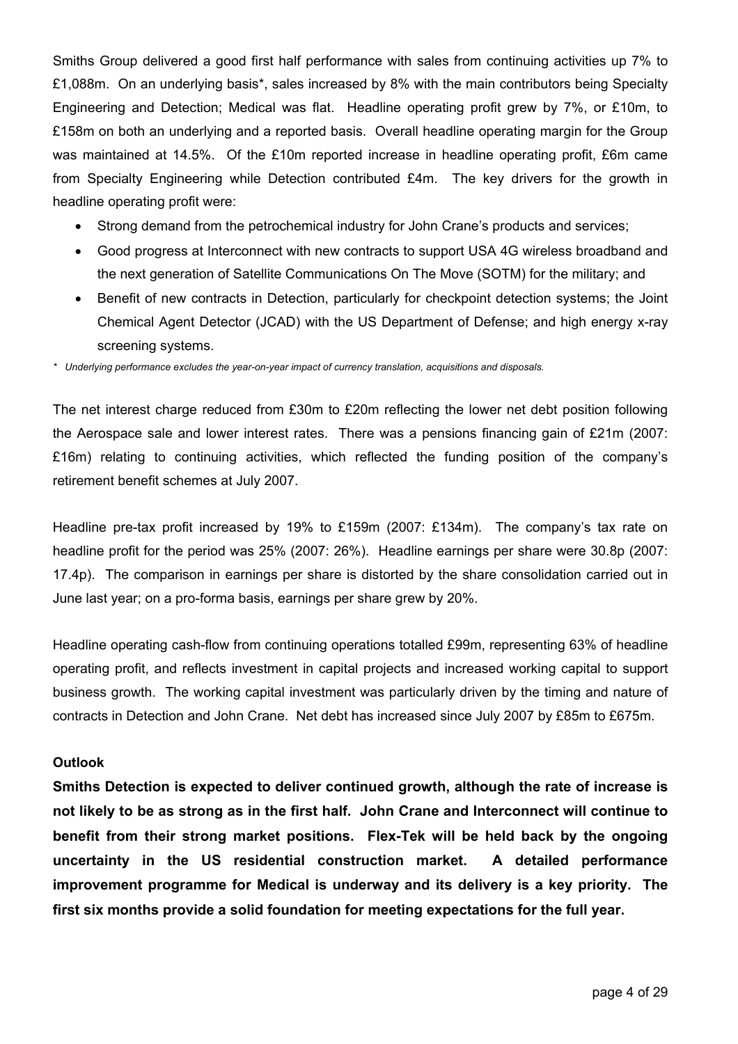Smiths Group delivered a good first half performance with sales from continuing activities up 7% to £1,088m. On an underlying basis*, sales increased by 8% with the main contributors being Specialty Engineering and Detection; Medical was flat. Headline operating profit grew by 7%, or £10m, to £158m on both an underlying and a reported basis. Overall headline operating margin for the Group was maintained at 14.5%. Of the £10m reported increase in headline operating profit, £6m came from Specialty Engineering while Detection contributed £4m. The key drivers for the growth in headline operating profit were:

- Strong demand from the petrochemical industry for John Crane's products and services;
- Good progress at Interconnect with new contracts to support USA 4G wireless broadband and the next generation of Satellite Communications On The Move (SOTM) for the military; and
- Benefit of new contracts in Detection, particularly for checkpoint detection systems; the Joint Chemical Agent Detector (JCAD) with the US Department of Defense; and high energy x-ray screening systems.

*\* Underlying performance excludes the year-on-year impact of currency translation, acquisitions and disposals.*

The net interest charge reduced from £30m to £20m reflecting the lower net debt position following the Aerospace sale and lower interest rates. There was a pensions financing gain of £21m (2007: £16m) relating to continuing activities, which reflected the funding position of the company's retirement benefit schemes at July 2007.

Headline pre-tax profit increased by 19% to £159m (2007: £134m). The company's tax rate on headline profit for the period was 25% (2007: 26%). Headline earnings per share were 30.8p (2007: 17.4p). The comparison in earnings per share is distorted by the share consolidation carried out in June last year; on a pro-forma basis, earnings per share grew by 20%.

Headline operating cash-flow from continuing operations totalled £99m, representing 63% of headline operating profit, and reflects investment in capital projects and increased working capital to support business growth. The working capital investment was particularly driven by the timing and nature of contracts in Detection and John Crane. Net debt has increased since July 2007 by £85m to £675m.

**Outlook**

**Smiths Detection is expected to deliver continued growth, although the rate of increase is not likely to be as strong as in the first half. John Crane and Interconnect will continue to benefit from their strong market positions. Flex-Tek will be held back by the ongoing uncertainty in the US residential construction market. A detailed performance improvement programme for Medical is underway and its delivery is a key priority. The first six months provide a solid foundation for meeting expectations for the full year.**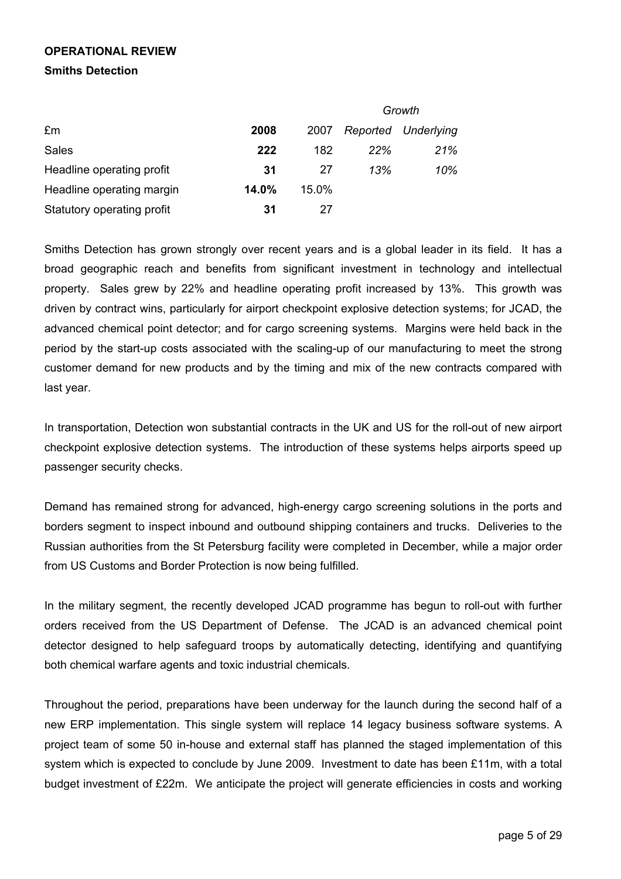**OPERATIONAL REVIEW**

**Smiths Detection**

| £m | 2008 | 2007 | Growth | |
|---|---|---|---|---|
| | | | *Reported* | *Underlying* |
| Sales | **222** | 182 | *22%* | *21%* |
| Headline operating profit | **31** | 27 | *13%* | *10%* |
| Headline operating margin | **14.0%** | 15.0% | | |
| Statutory operating profit | **31** | 27 | | |

Smiths Detection has grown strongly over recent years and is a global leader in its field. It has a broad geographic reach and benefits from significant investment in technology and intellectual property. Sales grew by 22% and headline operating profit increased by 13%. This growth was driven by contract wins, particularly for airport checkpoint explosive detection systems; for JCAD, the advanced chemical point detector; and for cargo screening systems. Margins were held back in the period by the start-up costs associated with the scaling-up of our manufacturing to meet the strong customer demand for new products and by the timing and mix of the new contracts compared with last year.

In transportation, Detection won substantial contracts in the UK and US for the roll-out of new airport checkpoint explosive detection systems. The introduction of these systems helps airports speed up passenger security checks.

Demand has remained strong for advanced, high-energy cargo screening solutions in the ports and borders segment to inspect inbound and outbound shipping containers and trucks. Deliveries to the Russian authorities from the St Petersburg facility were completed in December, while a major order from US Customs and Border Protection is now being fulfilled.

In the military segment, the recently developed JCAD programme has begun to roll-out with further orders received from the US Department of Defense. The JCAD is an advanced chemical point detector designed to help safeguard troops by automatically detecting, identifying and quantifying both chemical warfare agents and toxic industrial chemicals.

Throughout the period, preparations have been underway for the launch during the second half of a new ERP implementation. This single system will replace 14 legacy business software systems. A project team of some 50 in-house and external staff has planned the staged implementation of this system which is expected to conclude by June 2009. Investment to date has been £11m, with a total budget investment of £22m. We anticipate the project will generate efficiencies in costs and working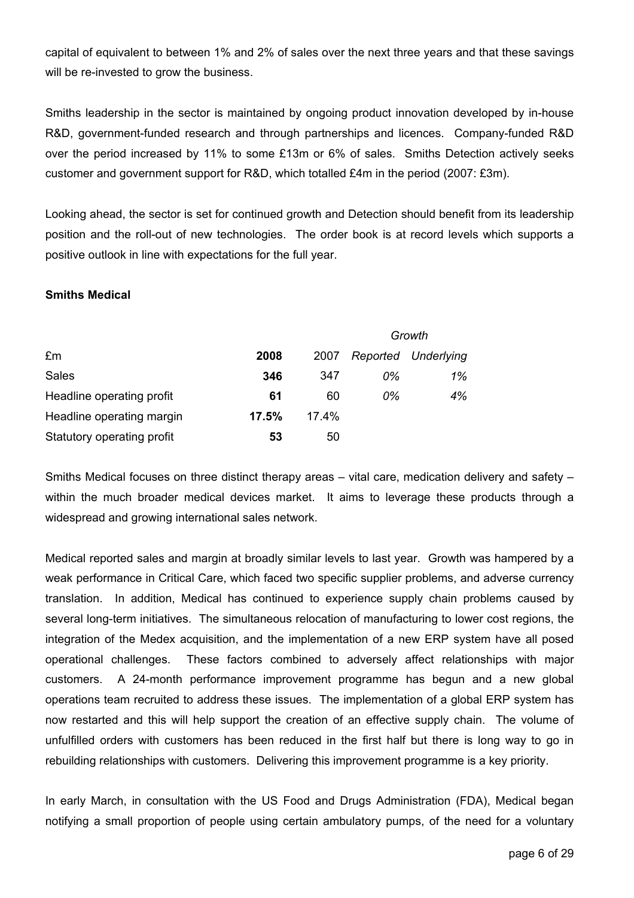capital of equivalent to between 1% and 2% of sales over the next three years and that these savings will be re-invested to grow the business.

Smiths leadership in the sector is maintained by ongoing product innovation developed by in-house R&D, government-funded research and through partnerships and licences. Company-funded R&D over the period increased by 11% to some £13m or 6% of sales. Smiths Detection actively seeks customer and government support for R&D, which totalled £4m in the period (2007: £3m).

Looking ahead, the sector is set for continued growth and Detection should benefit from its leadership position and the roll-out of new technologies. The order book is at record levels which supports a positive outlook in line with expectations for the full year.

**Smiths Medical**

| | | | *Growth* | |
|---|---|---|---|---|
| £m | **2008** | 2007 | *Reported* | *Underlying* |
| Sales | **346** | 347 | *0%* | *1%* |
| Headline operating profit | **61** | 60 | *0%* | *4%* |
| Headline operating margin | **17.5%** | 17.4% | | |
| Statutory operating profit | **53** | 50 | | |

Smiths Medical focuses on three distinct therapy areas – vital care, medication delivery and safety – within the much broader medical devices market. It aims to leverage these products through a widespread and growing international sales network.

Medical reported sales and margin at broadly similar levels to last year. Growth was hampered by a weak performance in Critical Care, which faced two specific supplier problems, and adverse currency translation. In addition, Medical has continued to experience supply chain problems caused by several long-term initiatives. The simultaneous relocation of manufacturing to lower cost regions, the integration of the Medex acquisition, and the implementation of a new ERP system have all posed operational challenges. These factors combined to adversely affect relationships with major customers. A 24-month performance improvement programme has begun and a new global operations team recruited to address these issues. The implementation of a global ERP system has now restarted and this will help support the creation of an effective supply chain. The volume of unfulfilled orders with customers has been reduced in the first half but there is long way to go in rebuilding relationships with customers. Delivering this improvement programme is a key priority.

In early March, in consultation with the US Food and Drugs Administration (FDA), Medical began notifying a small proportion of people using certain ambulatory pumps, of the need for a voluntary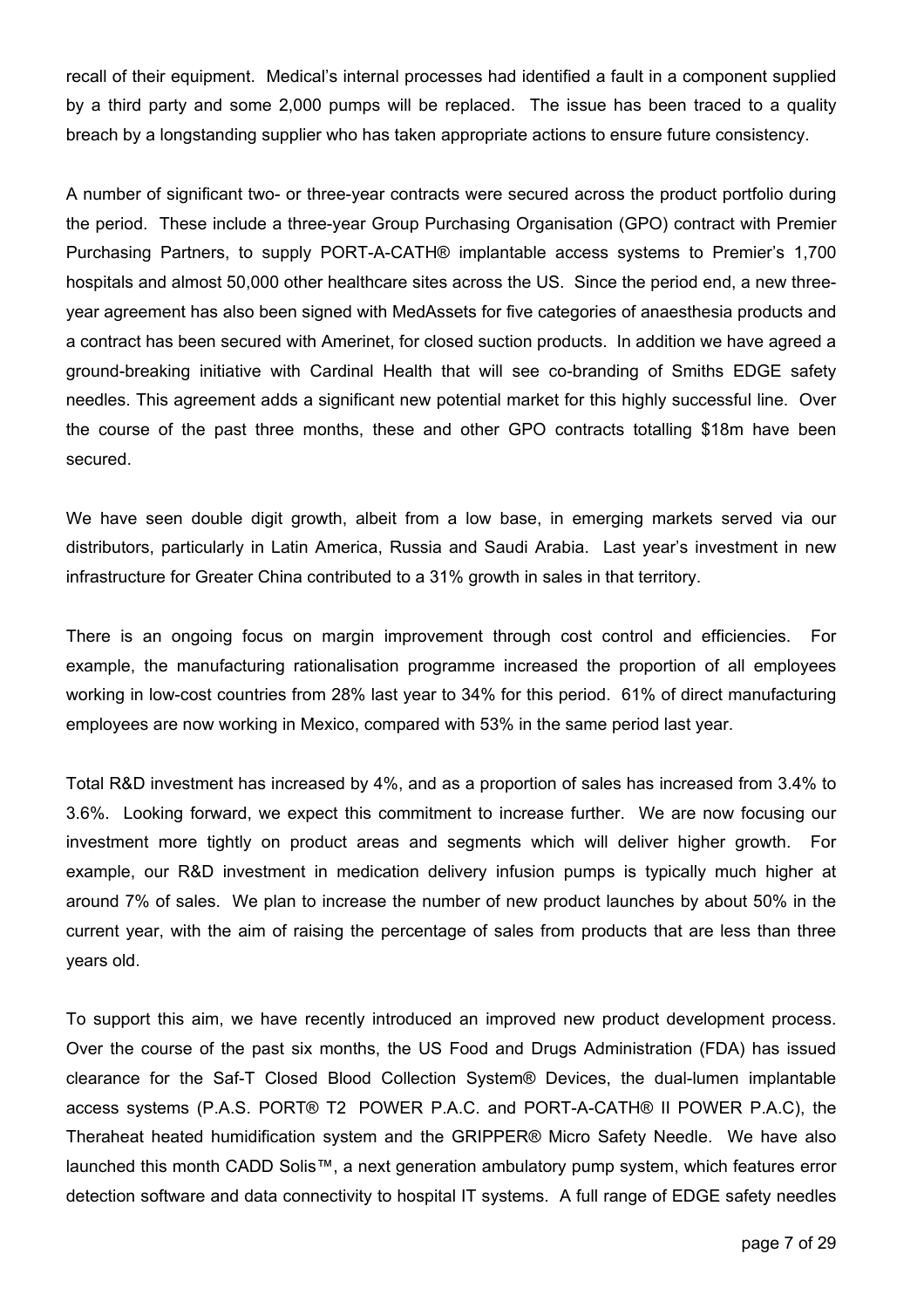recall of their equipment. Medical's internal processes had identified a fault in a component supplied by a third party and some 2,000 pumps will be replaced. The issue has been traced to a quality breach by a longstanding supplier who has taken appropriate actions to ensure future consistency.

A number of significant two- or three-year contracts were secured across the product portfolio during the period. These include a three-year Group Purchasing Organisation (GPO) contract with Premier Purchasing Partners, to supply PORT-A-CATH® implantable access systems to Premier's 1,700 hospitals and almost 50,000 other healthcare sites across the US. Since the period end, a new three-year agreement has also been signed with MedAssets for five categories of anaesthesia products and a contract has been secured with Amerinet, for closed suction products. In addition we have agreed a ground-breaking initiative with Cardinal Health that will see co-branding of Smiths EDGE safety needles. This agreement adds a significant new potential market for this highly successful line. Over the course of the past three months, these and other GPO contracts totalling \$18m have been secured.

We have seen double digit growth, albeit from a low base, in emerging markets served via our distributors, particularly in Latin America, Russia and Saudi Arabia. Last year's investment in new infrastructure for Greater China contributed to a 31% growth in sales in that territory.

There is an ongoing focus on margin improvement through cost control and efficiencies. For example, the manufacturing rationalisation programme increased the proportion of all employees working in low-cost countries from 28% last year to 34% for this period. 61% of direct manufacturing employees are now working in Mexico, compared with 53% in the same period last year.

Total R&D investment has increased by 4%, and as a proportion of sales has increased from 3.4% to 3.6%. Looking forward, we expect this commitment to increase further. We are now focusing our investment more tightly on product areas and segments which will deliver higher growth. For example, our R&D investment in medication delivery infusion pumps is typically much higher at around 7% of sales. We plan to increase the number of new product launches by about 50% in the current year, with the aim of raising the percentage of sales from products that are less than three years old.

To support this aim, we have recently introduced an improved new product development process. Over the course of the past six months, the US Food and Drugs Administration (FDA) has issued clearance for the Saf-T Closed Blood Collection System® Devices, the dual-lumen implantable access systems (P.A.S. PORT® T2 POWER P.A.C. and PORT-A-CATH® II POWER P.A.C), the Theraheat heated humidification system and the GRIPPER® Micro Safety Needle. We have also launched this month CADD Solis™, a next generation ambulatory pump system, which features error detection software and data connectivity to hospital IT systems. A full range of EDGE safety needles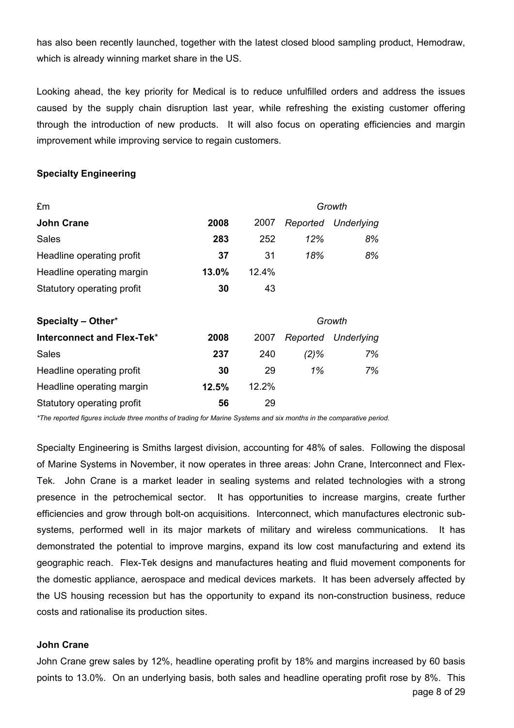has also been recently launched, together with the latest closed blood sampling product, Hemodraw, which is already winning market share in the US.

Looking ahead, the key priority for Medical is to reduce unfulfilled orders and address the issues caused by the supply chain disruption last year, while refreshing the existing customer offering through the introduction of new products. It will also focus on operating efficiencies and margin improvement while improving service to regain customers.

**Specialty Engineering**

| £m | | | *Growth* | |
|---|---|---|---|---|
| **John Crane** | **2008** | 2007 | *Reported* | *Underlying* |
| Sales | **283** | 252 | *12%* | *8%* |
| Headline operating profit | **37** | 31 | *18%* | *8%* |
| Headline operating margin | **13.0%** | 12.4% | | |
| Statutory operating profit | **30** | 43 | | |

| **Specialty – Other*** | | | *Growth* | |
|---|---|---|---|---|
| **Interconnect and Flex-Tek*** | **2008** | 2007 | *Reported* | *Underlying* |
| Sales | **237** | 240 | *(2)%* | *7%* |
| Headline operating profit | **30** | 29 | *1%* | *7%* |
| Headline operating margin | **12.5%** | 12.2% | | |
| Statutory operating profit | **56** | 29 | | |

*\*The reported figures include three months of trading for Marine Systems and six months in the comparative period.*

Specialty Engineering is Smiths largest division, accounting for 48% of sales. Following the disposal of Marine Systems in November, it now operates in three areas: John Crane, Interconnect and Flex-Tek. John Crane is a market leader in sealing systems and related technologies with a strong presence in the petrochemical sector. It has opportunities to increase margins, create further efficiencies and grow through bolt-on acquisitions. Interconnect, which manufactures electronic sub-systems, performed well in its major markets of military and wireless communications. It has demonstrated the potential to improve margins, expand its low cost manufacturing and extend its geographic reach. Flex-Tek designs and manufactures heating and fluid movement components for the domestic appliance, aerospace and medical devices markets. It has been adversely affected by the US housing recession but has the opportunity to expand its non-construction business, reduce costs and rationalise its production sites.

**John Crane**

John Crane grew sales by 12%, headline operating profit by 18% and margins increased by 60 basis points to 13.0%. On an underlying basis, both sales and headline operating profit rose by 8%. This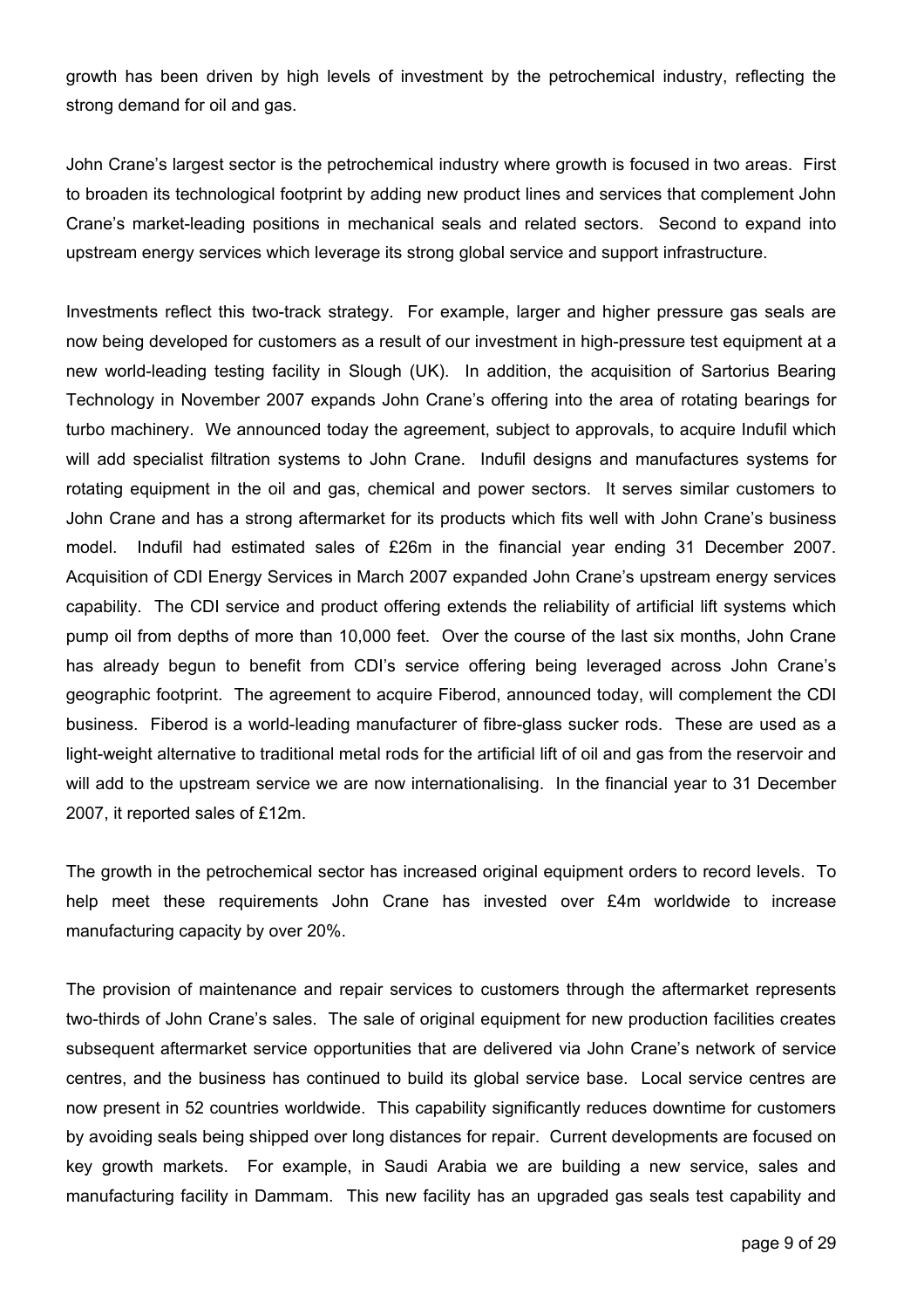growth has been driven by high levels of investment by the petrochemical industry, reflecting the strong demand for oil and gas.

John Crane's largest sector is the petrochemical industry where growth is focused in two areas. First to broaden its technological footprint by adding new product lines and services that complement John Crane's market-leading positions in mechanical seals and related sectors. Second to expand into upstream energy services which leverage its strong global service and support infrastructure.

Investments reflect this two-track strategy. For example, larger and higher pressure gas seals are now being developed for customers as a result of our investment in high-pressure test equipment at a new world-leading testing facility in Slough (UK). In addition, the acquisition of Sartorius Bearing Technology in November 2007 expands John Crane's offering into the area of rotating bearings for turbo machinery. We announced today the agreement, subject to approvals, to acquire Indufil which will add specialist filtration systems to John Crane. Indufil designs and manufactures systems for rotating equipment in the oil and gas, chemical and power sectors. It serves similar customers to John Crane and has a strong aftermarket for its products which fits well with John Crane's business model. Indufil had estimated sales of £26m in the financial year ending 31 December 2007. Acquisition of CDI Energy Services in March 2007 expanded John Crane's upstream energy services capability. The CDI service and product offering extends the reliability of artificial lift systems which pump oil from depths of more than 10,000 feet. Over the course of the last six months, John Crane has already begun to benefit from CDI's service offering being leveraged across John Crane's geographic footprint. The agreement to acquire Fiberod, announced today, will complement the CDI business. Fiberod is a world-leading manufacturer of fibre-glass sucker rods. These are used as a light-weight alternative to traditional metal rods for the artificial lift of oil and gas from the reservoir and will add to the upstream service we are now internationalising. In the financial year to 31 December 2007, it reported sales of £12m.

The growth in the petrochemical sector has increased original equipment orders to record levels. To help meet these requirements John Crane has invested over £4m worldwide to increase manufacturing capacity by over 20%.

The provision of maintenance and repair services to customers through the aftermarket represents two-thirds of John Crane's sales. The sale of original equipment for new production facilities creates subsequent aftermarket service opportunities that are delivered via John Crane's network of service centres, and the business has continued to build its global service base. Local service centres are now present in 52 countries worldwide. This capability significantly reduces downtime for customers by avoiding seals being shipped over long distances for repair. Current developments are focused on key growth markets. For example, in Saudi Arabia we are building a new service, sales and manufacturing facility in Dammam. This new facility has an upgraded gas seals test capability and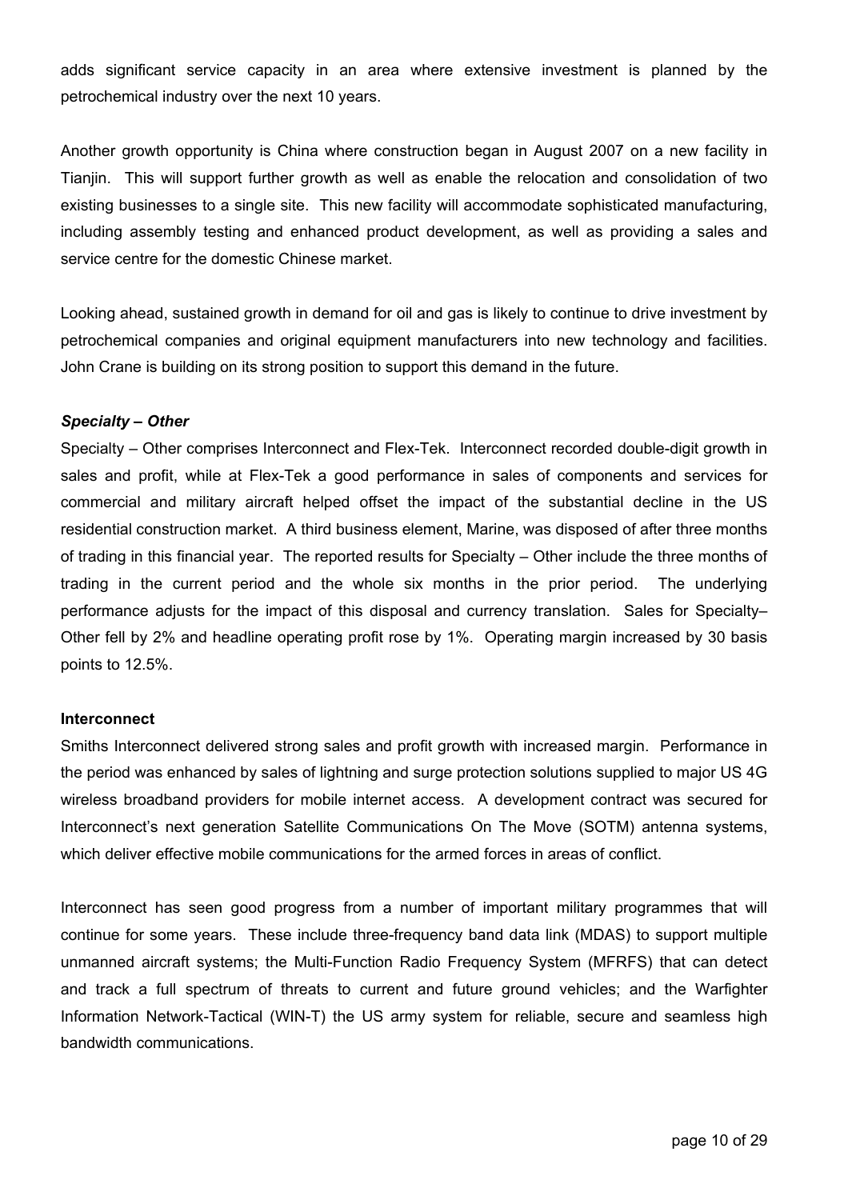adds significant service capacity in an area where extensive investment is planned by the petrochemical industry over the next 10 years.

Another growth opportunity is China where construction began in August 2007 on a new facility in Tianjin. This will support further growth as well as enable the relocation and consolidation of two existing businesses to a single site. This new facility will accommodate sophisticated manufacturing, including assembly testing and enhanced product development, as well as providing a sales and service centre for the domestic Chinese market.

Looking ahead, sustained growth in demand for oil and gas is likely to continue to drive investment by petrochemical companies and original equipment manufacturers into new technology and facilities. John Crane is building on its strong position to support this demand in the future.

***Specialty – Other***

Specialty – Other comprises Interconnect and Flex-Tek. Interconnect recorded double-digit growth in sales and profit, while at Flex-Tek a good performance in sales of components and services for commercial and military aircraft helped offset the impact of the substantial decline in the US residential construction market. A third business element, Marine, was disposed of after three months of trading in this financial year. The reported results for Specialty – Other include the three months of trading in the current period and the whole six months in the prior period. The underlying performance adjusts for the impact of this disposal and currency translation. Sales for Specialty– Other fell by 2% and headline operating profit rose by 1%. Operating margin increased by 30 basis points to 12.5%.

**Interconnect**

Smiths Interconnect delivered strong sales and profit growth with increased margin. Performance in the period was enhanced by sales of lightning and surge protection solutions supplied to major US 4G wireless broadband providers for mobile internet access. A development contract was secured for Interconnect's next generation Satellite Communications On The Move (SOTM) antenna systems, which deliver effective mobile communications for the armed forces in areas of conflict.

Interconnect has seen good progress from a number of important military programmes that will continue for some years. These include three-frequency band data link (MDAS) to support multiple unmanned aircraft systems; the Multi-Function Radio Frequency System (MFRFS) that can detect and track a full spectrum of threats to current and future ground vehicles; and the Warfighter Information Network-Tactical (WIN-T) the US army system for reliable, secure and seamless high bandwidth communications.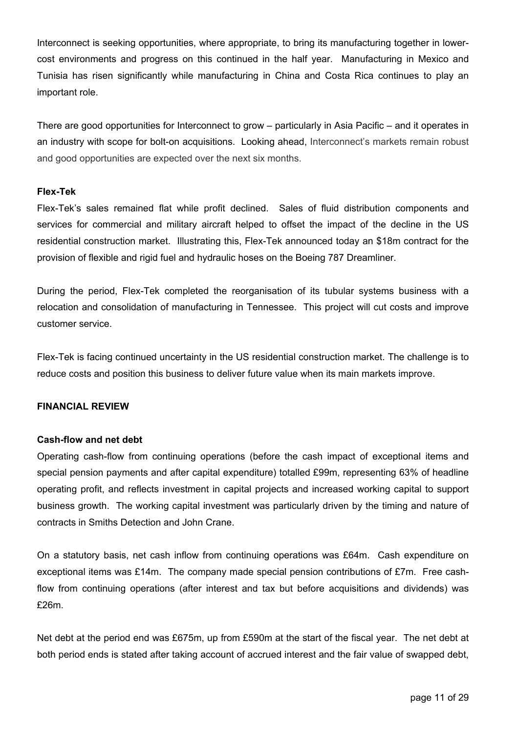Interconnect is seeking opportunities, where appropriate, to bring its manufacturing together in lower-cost environments and progress on this continued in the half year. Manufacturing in Mexico and Tunisia has risen significantly while manufacturing in China and Costa Rica continues to play an important role.

There are good opportunities for Interconnect to grow – particularly in Asia Pacific – and it operates in an industry with scope for bolt-on acquisitions. Looking ahead, Interconnect's markets remain robust and good opportunities are expected over the next six months.

**Flex-Tek**

Flex-Tek's sales remained flat while profit declined. Sales of fluid distribution components and services for commercial and military aircraft helped to offset the impact of the decline in the US residential construction market. Illustrating this, Flex-Tek announced today an $18m contract for the provision of flexible and rigid fuel and hydraulic hoses on the Boeing 787 Dreamliner.

During the period, Flex-Tek completed the reorganisation of its tubular systems business with a relocation and consolidation of manufacturing in Tennessee. This project will cut costs and improve customer service.

Flex-Tek is facing continued uncertainty in the US residential construction market. The challenge is to reduce costs and position this business to deliver future value when its main markets improve.

## FINANCIAL REVIEW

**Cash-flow and net debt**

Operating cash-flow from continuing operations (before the cash impact of exceptional items and special pension payments and after capital expenditure) totalled £99m, representing 63% of headline operating profit, and reflects investment in capital projects and increased working capital to support business growth. The working capital investment was particularly driven by the timing and nature of contracts in Smiths Detection and John Crane.

On a statutory basis, net cash inflow from continuing operations was £64m. Cash expenditure on exceptional items was £14m. The company made special pension contributions of £7m. Free cash-flow from continuing operations (after interest and tax but before acquisitions and dividends) was £26m.

Net debt at the period end was £675m, up from £590m at the start of the fiscal year. The net debt at both period ends is stated after taking account of accrued interest and the fair value of swapped debt,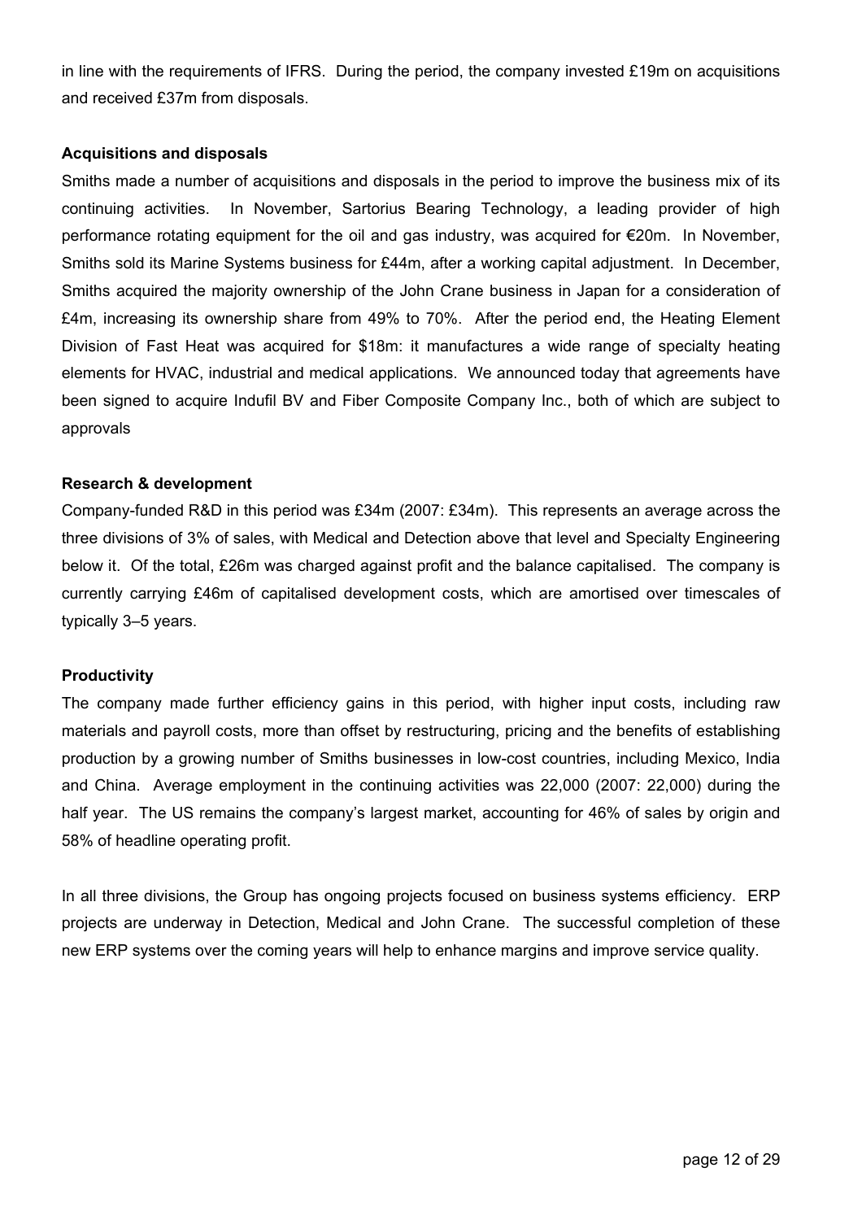in line with the requirements of IFRS. During the period, the company invested £19m on acquisitions and received £37m from disposals.

**Acquisitions and disposals**

Smiths made a number of acquisitions and disposals in the period to improve the business mix of its continuing activities. In November, Sartorius Bearing Technology, a leading provider of high performance rotating equipment for the oil and gas industry, was acquired for €20m. In November, Smiths sold its Marine Systems business for £44m, after a working capital adjustment. In December, Smiths acquired the majority ownership of the John Crane business in Japan for a consideration of £4m, increasing its ownership share from 49% to 70%. After the period end, the Heating Element Division of Fast Heat was acquired for $18m: it manufactures a wide range of specialty heating elements for HVAC, industrial and medical applications. We announced today that agreements have been signed to acquire Indufil BV and Fiber Composite Company Inc., both of which are subject to approvals

**Research & development**

Company-funded R&D in this period was £34m (2007: £34m). This represents an average across the three divisions of 3% of sales, with Medical and Detection above that level and Specialty Engineering below it. Of the total, £26m was charged against profit and the balance capitalised. The company is currently carrying £46m of capitalised development costs, which are amortised over timescales of typically 3–5 years.

**Productivity**

The company made further efficiency gains in this period, with higher input costs, including raw materials and payroll costs, more than offset by restructuring, pricing and the benefits of establishing production by a growing number of Smiths businesses in low-cost countries, including Mexico, India and China. Average employment in the continuing activities was 22,000 (2007: 22,000) during the half year. The US remains the company's largest market, accounting for 46% of sales by origin and 58% of headline operating profit.

In all three divisions, the Group has ongoing projects focused on business systems efficiency. ERP projects are underway in Detection, Medical and John Crane. The successful completion of these new ERP systems over the coming years will help to enhance margins and improve service quality.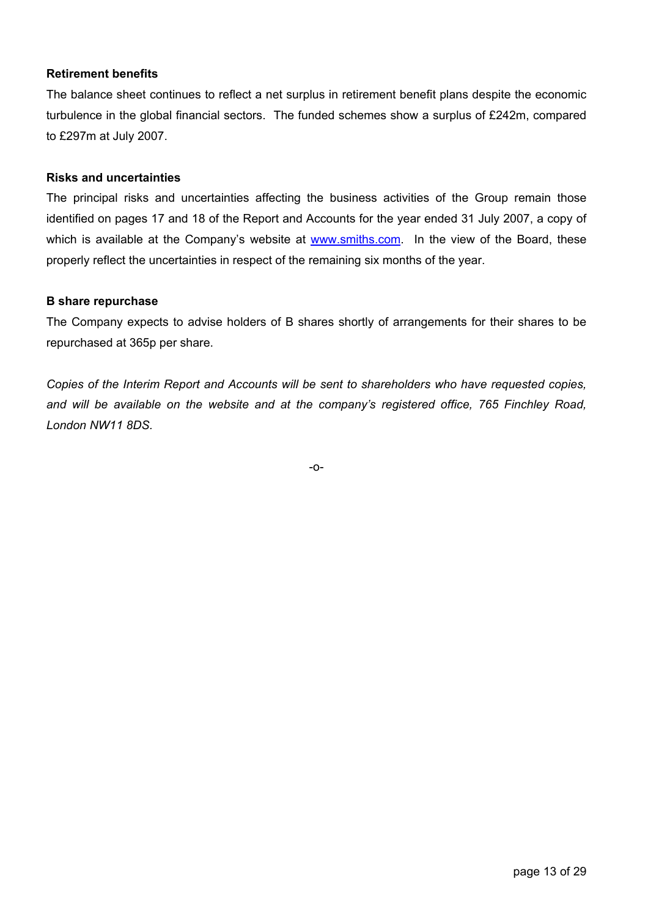**Retirement benefits**

The balance sheet continues to reflect a net surplus in retirement benefit plans despite the economic turbulence in the global financial sectors. The funded schemes show a surplus of £242m, compared to £297m at July 2007.

**Risks and uncertainties**

The principal risks and uncertainties affecting the business activities of the Group remain those identified on pages 17 and 18 of the Report and Accounts for the year ended 31 July 2007, a copy of which is available at the Company's website at www.smiths.com. In the view of the Board, these properly reflect the uncertainties in respect of the remaining six months of the year.

**B share repurchase**

The Company expects to advise holders of B shares shortly of arrangements for their shares to be repurchased at 365p per share.

*Copies of the Interim Report and Accounts will be sent to shareholders who have requested copies, and will be available on the website and at the company's registered office, 765 Finchley Road, London NW11 8DS.*

-o-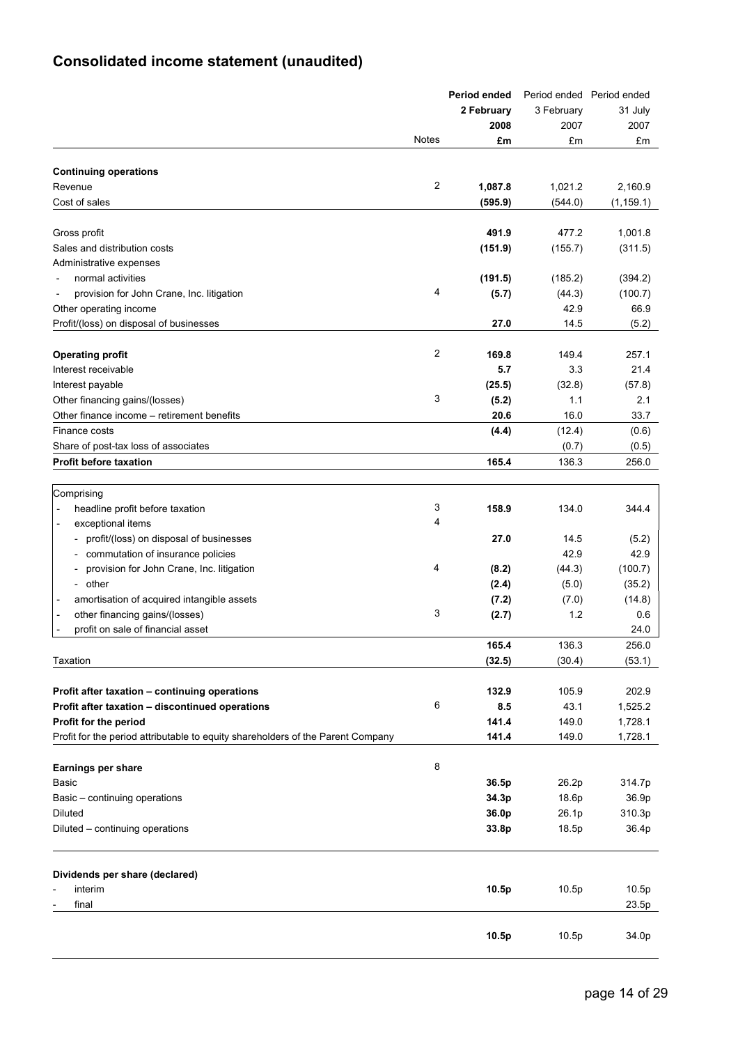# Consolidated income statement (unaudited)

| | Notes | Period ended 2 February 2008 £m | Period ended 3 February 2007 £m | Period ended 31 July 2007 £m |
|---|---|---|---|---|
| **Continuing operations** | | | | |
| Revenue | 2 | **1,087.8** | 1,021.2 | 2,160.9 |
| Cost of sales | | **(595.9)** | (544.0) | (1,159.1) |
| Gross profit | | **491.9** | 477.2 | 1,001.8 |
| Sales and distribution costs | | **(151.9)** | (155.7) | (311.5) |
| Administrative expenses | | | | |
| - normal activities | | **(191.5)** | (185.2) | (394.2) |
| - provision for John Crane, Inc. litigation | 4 | **(5.7)** | (44.3) | (100.7) |
| Other operating income | | | 42.9 | 66.9 |
| Profit/(loss) on disposal of businesses | | **27.0** | 14.5 | (5.2) |
| **Operating profit** | 2 | **169.8** | 149.4 | 257.1 |
| Interest receivable | | **5.7** | 3.3 | 21.4 |
| Interest payable | | **(25.5)** | (32.8) | (57.8) |
| Other financing gains/(losses) | 3 | **(5.2)** | 1.1 | 2.1 |
| Other finance income – retirement benefits | | **20.6** | 16.0 | 33.7 |
| Finance costs | | **(4.4)** | (12.4) | (0.6) |
| Share of post-tax loss of associates | | | (0.7) | (0.5) |
| **Profit before taxation** | | **165.4** | 136.3 | 256.0 |
| Comprising | | | | |
| - headline profit before taxation | 3 | **158.9** | 134.0 | 344.4 |
| - exceptional items | 4 | | | |
| - profit/(loss) on disposal of businesses | | **27.0** | 14.5 | (5.2) |
| - commutation of insurance policies | | | 42.9 | 42.9 |
| - provision for John Crane, Inc. litigation | 4 | **(8.2)** | (44.3) | (100.7) |
| - other | | **(2.4)** | (5.0) | (35.2) |
| - amortisation of acquired intangible assets | | **(7.2)** | (7.0) | (14.8) |
| - other financing gains/(losses) | 3 | **(2.7)** | 1.2 | 0.6 |
| - profit on sale of financial asset | | | | 24.0 |
| | | **165.4** | 136.3 | 256.0 |
| Taxation | | **(32.5)** | (30.4) | (53.1) |
| **Profit after taxation – continuing operations** | | **132.9** | 105.9 | 202.9 |
| **Profit after taxation – discontinued operations** | 6 | **8.5** | 43.1 | 1,525.2 |
| **Profit for the period** | | **141.4** | 149.0 | 1,728.1 |
| Profit for the period attributable to equity shareholders of the Parent Company | | **141.4** | 149.0 | 1,728.1 |
| **Earnings per share** | 8 | | | |
| Basic | | **36.5p** | 26.2p | 314.7p |
| Basic – continuing operations | | **34.3p** | 18.6p | 36.9p |
| Diluted | | **36.0p** | 26.1p | 310.3p |
| Diluted – continuing operations | | **33.8p** | 18.5p | 36.4p |
| **Dividends per share (declared)** | | | | |
| - interim | | **10.5p** | 10.5p | 10.5p |
| - final | | | | 23.5p |
| | | **10.5p** | 10.5p | 34.0p |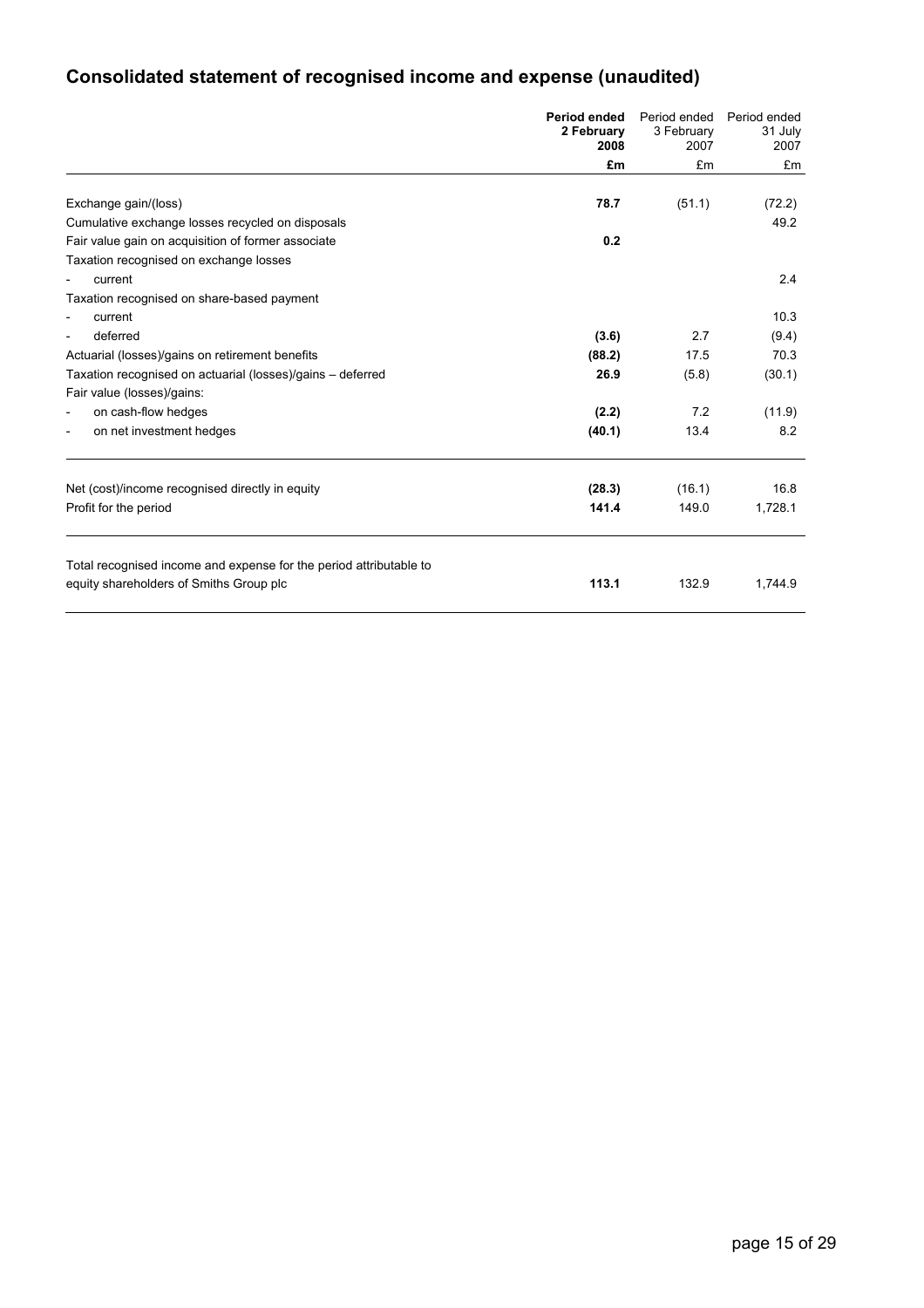# Consolidated statement of recognised income and expense (unaudited)

| | **Period ended 2 February 2008** | Period ended 3 February 2007 | Period ended 31 July 2007 |
|---|---|---|---|
| | **£m** | £m | £m |
| Exchange gain/(loss) | **78.7** | (51.1) | (72.2) |
| Cumulative exchange losses recycled on disposals | | | 49.2 |
| Fair value gain on acquisition of former associate | **0.2** | | |
| Taxation recognised on exchange losses | | | |
| - current | | | 2.4 |
| Taxation recognised on share-based payment | | | |
| - current | | | 10.3 |
| - deferred | **(3.6)** | 2.7 | (9.4) |
| Actuarial (losses)/gains on retirement benefits | **(88.2)** | 17.5 | 70.3 |
| Taxation recognised on actuarial (losses)/gains – deferred | **26.9** | (5.8) | (30.1) |
| Fair value (losses)/gains: | | | |
| - on cash-flow hedges | **(2.2)** | 7.2 | (11.9) |
| - on net investment hedges | **(40.1)** | 13.4 | 8.2 |
| Net (cost)/income recognised directly in equity | **(28.3)** | (16.1) | 16.8 |
| Profit for the period | **141.4** | 149.0 | 1,728.1 |
| Total recognised income and expense for the period attributable to equity shareholders of Smiths Group plc | **113.1** | 132.9 | 1,744.9 |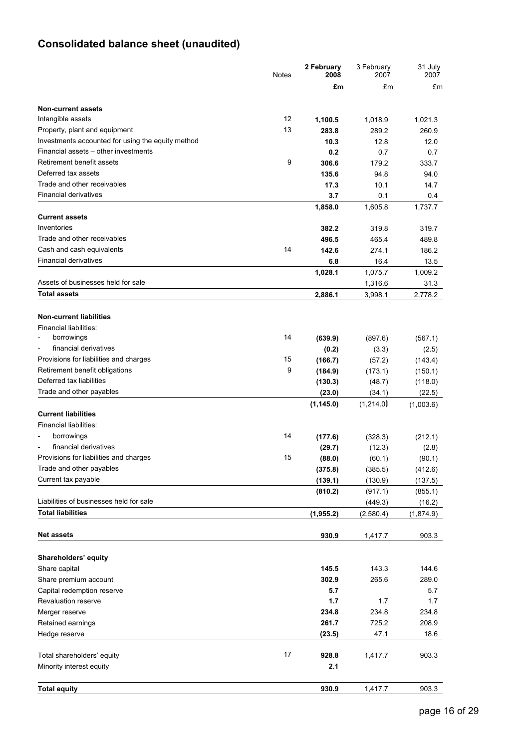# Consolidated balance sheet (unaudited)

| | Notes | **2 February 2008** | 3 February 2007 | 31 July 2007 |
|---|---|---|---|---|
| | | **£m** | £m | £m |
| **Non-current assets** | | | | |
| Intangible assets | 12 | **1,100.5** | 1,018.9 | 1,021.3 |
| Property, plant and equipment | 13 | **283.8** | 289.2 | 260.9 |
| Investments accounted for using the equity method | | **10.3** | 12.8 | 12.0 |
| Financial assets – other investments | | **0.2** | 0.7 | 0.7 |
| Retirement benefit assets | 9 | **306.6** | 179.2 | 333.7 |
| Deferred tax assets | | **135.6** | 94.8 | 94.0 |
| Trade and other receivables | | **17.3** | 10.1 | 14.7 |
| Financial derivatives | | **3.7** | 0.1 | 0.4 |
| | | **1,858.0** | 1,605.8 | 1,737.7 |
| **Current assets** | | | | |
| Inventories | | **382.2** | 319.8 | 319.7 |
| Trade and other receivables | | **496.5** | 465.4 | 489.8 |
| Cash and cash equivalents | 14 | **142.6** | 274.1 | 186.2 |
| Financial derivatives | | **6.8** | 16.4 | 13.5 |
| | | **1,028.1** | 1,075.7 | 1,009.2 |
| Assets of businesses held for sale | | | 1,316.6 | 31.3 |
| **Total assets** | | **2,886.1** | 3,998.1 | 2,778.2 |
| | | | | |
| **Non-current liabilities** | | | | |
| Financial liabilities: | | | | |
| - borrowings | 14 | **(639.9)** | (897.6) | (567.1) |
| - financial derivatives | | **(0.2)** | (3.3) | (2.5) |
| Provisions for liabilities and charges | 15 | **(166.7)** | (57.2) | (143.4) |
| Retirement benefit obligations | 9 | **(184.9)** | (173.1) | (150.1) |
| Deferred tax liabilities | | **(130.3)** | (48.7) | (118.0) |
| Trade and other payables | | **(23.0)** | (34.1) | (22.5) |
| | | **(1,145.0)** | (1,214.0) | (1,003.6) |
| **Current liabilities** | | | | |
| Financial liabilities: | | | | |
| - borrowings | 14 | **(177.6)** | (328.3) | (212.1) |
| - financial derivatives | | **(29.7)** | (12.3) | (2.8) |
| Provisions for liabilities and charges | 15 | **(88.0)** | (60.1) | (90.1) |
| Trade and other payables | | **(375.8)** | (385.5) | (412.6) |
| Current tax payable | | **(139.1)** | (130.9) | (137.5) |
| | | **(810.2)** | (917.1) | (855.1) |
| Liabilities of businesses held for sale | | | (449.3) | (16.2) |
| **Total liabilities** | | **(1,955.2)** | (2,580.4) | (1,874.9) |
| | | | | |
| **Net assets** | | **930.9** | 1,417.7 | 903.3 |
| | | | | |
| **Shareholders' equity** | | | | |
| Share capital | | **145.5** | 143.3 | 144.6 |
| Share premium account | | **302.9** | 265.6 | 289.0 |
| Capital redemption reserve | | **5.7** | | 5.7 |
| Revaluation reserve | | **1.7** | 1.7 | 1.7 |
| Merger reserve | | **234.8** | 234.8 | 234.8 |
| Retained earnings | | **261.7** | 725.2 | 208.9 |
| Hedge reserve | | **(23.5)** | 47.1 | 18.6 |
| | | | | |
| Total shareholders' equity | 17 | **928.8** | 1,417.7 | 903.3 |
| Minority interest equity | | **2.1** | | |
| | | | | |
| **Total equity** | | **930.9** | 1,417.7 | 903.3 |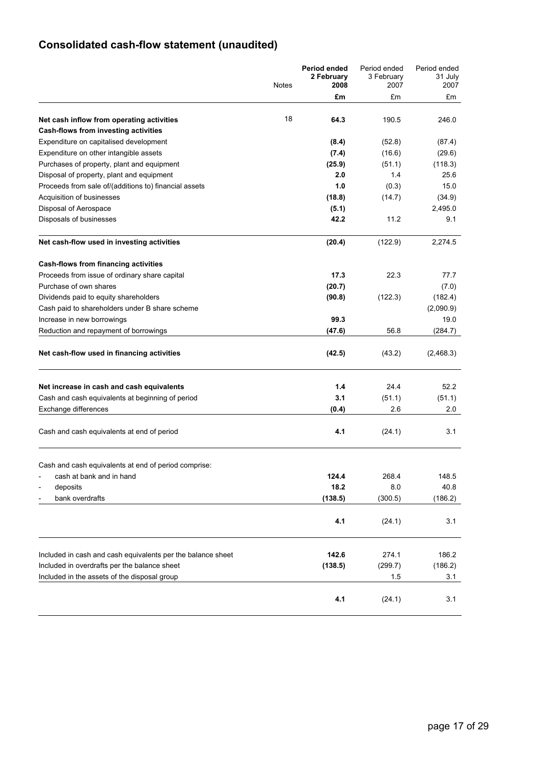# Consolidated cash-flow statement (unaudited)

| | Notes | Period ended 2 February 2008 | Period ended 3 February 2007 | Period ended 31 July 2007 |
|---|---|---|---|---|
| | | **£m** | £m | £m |
| **Net cash inflow from operating activities** | 18 | **64.3** | 190.5 | 246.0 |
| **Cash-flows from investing activities** | | | | |
| Expenditure on capitalised development | | **(8.4)** | (52.8) | (87.4) |
| Expenditure on other intangible assets | | **(7.4)** | (16.6) | (29.6) |
| Purchases of property, plant and equipment | | **(25.9)** | (51.1) | (118.3) |
| Disposal of property, plant and equipment | | **2.0** | 1.4 | 25.6 |
| Proceeds from sale of/(additions to) financial assets | | **1.0** | (0.3) | 15.0 |
| Acquisition of businesses | | **(18.8)** | (14.7) | (34.9) |
| Disposal of Aerospace | | **(5.1)** | | 2,495.0 |
| Disposals of businesses | | **42.2** | 11.2 | 9.1 |
| **Net cash-flow used in investing activities** | | **(20.4)** | (122.9) | 2,274.5 |
| **Cash-flows from financing activities** | | | | |
| Proceeds from issue of ordinary share capital | | **17.3** | 22.3 | 77.7 |
| Purchase of own shares | | **(20.7)** | | (7.0) |
| Dividends paid to equity shareholders | | **(90.8)** | (122.3) | (182.4) |
| Cash paid to shareholders under B share scheme | | | | (2,090.9) |
| Increase in new borrowings | | **99.3** | | 19.0 |
| Reduction and repayment of borrowings | | **(47.6)** | 56.8 | (284.7) |
| **Net cash-flow used in financing activities** | | **(42.5)** | (43.2) | (2,468.3) |
| **Net increase in cash and cash equivalents** | | **1.4** | 24.4 | 52.2 |
| Cash and cash equivalents at beginning of period | | **3.1** | (51.1) | (51.1) |
| Exchange differences | | **(0.4)** | 2.6 | 2.0 |
| Cash and cash equivalents at end of period | | **4.1** | (24.1) | 3.1 |
| Cash and cash equivalents at end of period comprise: | | | | |
| - cash at bank and in hand | | **124.4** | 268.4 | 148.5 |
| - deposits | | **18.2** | 8.0 | 40.8 |
| - bank overdrafts | | **(138.5)** | (300.5) | (186.2) |
| | | **4.1** | (24.1) | 3.1 |
| Included in cash and cash equivalents per the balance sheet | | **142.6** | 274.1 | 186.2 |
| Included in overdrafts per the balance sheet | | **(138.5)** | (299.7) | (186.2) |
| Included in the assets of the disposal group | | | 1.5 | 3.1 |
| | | **4.1** | (24.1) | 3.1 |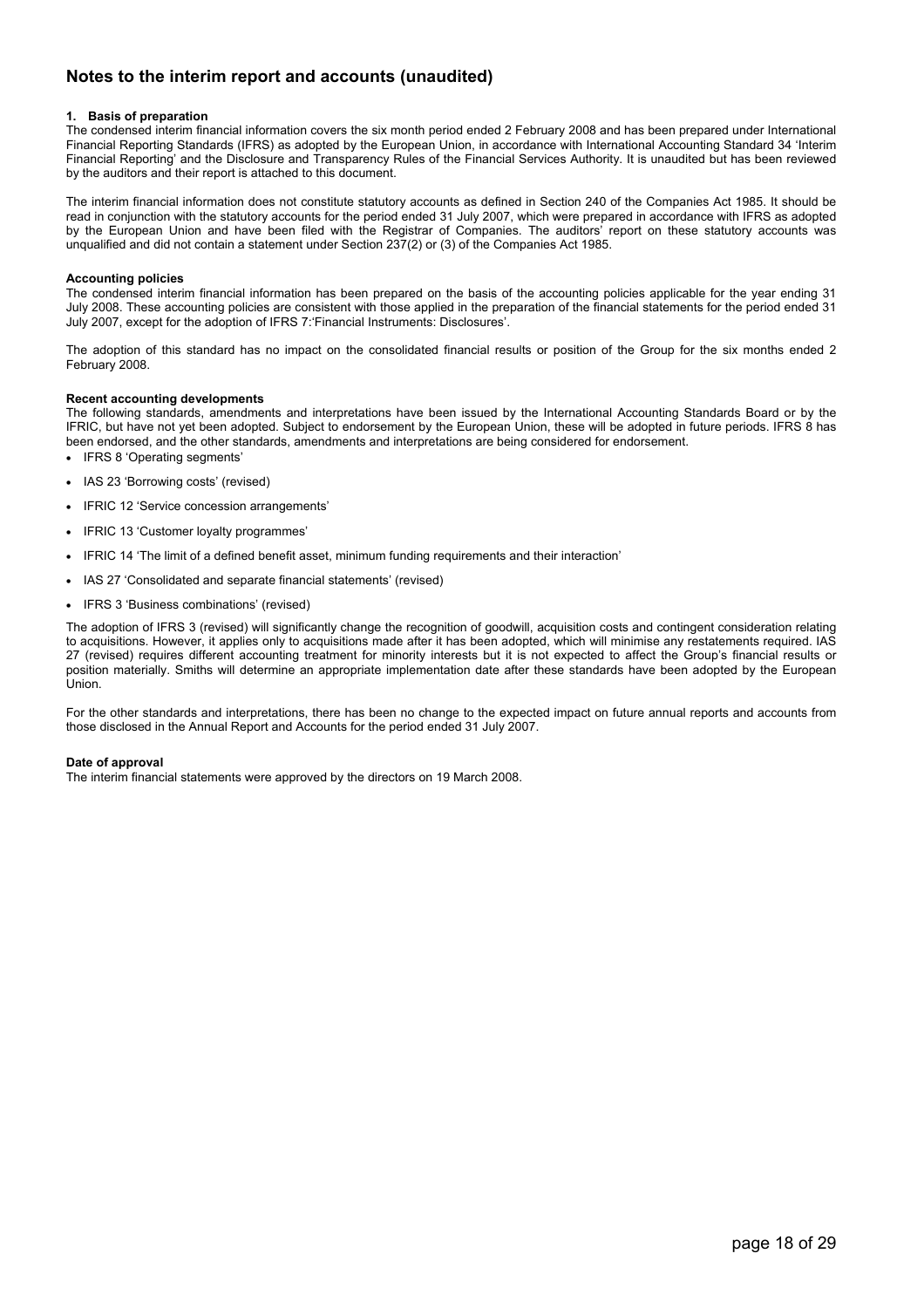# Notes to the interim report and accounts (unaudited)

### 1. Basis of preparation

The condensed interim financial information covers the six month period ended 2 February 2008 and has been prepared under International Financial Reporting Standards (IFRS) as adopted by the European Union, in accordance with International Accounting Standard 34 'Interim Financial Reporting' and the Disclosure and Transparency Rules of the Financial Services Authority. It is unaudited but has been reviewed by the auditors and their report is attached to this document.

The interim financial information does not constitute statutory accounts as defined in Section 240 of the Companies Act 1985. It should be read in conjunction with the statutory accounts for the period ended 31 July 2007, which were prepared in accordance with IFRS as adopted by the European Union and have been filed with the Registrar of Companies. The auditors' report on these statutory accounts was unqualified and did not contain a statement under Section 237(2) or (3) of the Companies Act 1985.

**Accounting policies**

The condensed interim financial information has been prepared on the basis of the accounting policies applicable for the year ending 31 July 2008. These accounting policies are consistent with those applied in the preparation of the financial statements for the period ended 31 July 2007, except for the adoption of IFRS 7:'Financial Instruments: Disclosures'.

The adoption of this standard has no impact on the consolidated financial results or position of the Group for the six months ended 2 February 2008.

**Recent accounting developments**

The following standards, amendments and interpretations have been issued by the International Accounting Standards Board or by the IFRIC, but have not yet been adopted. Subject to endorsement by the European Union, these will be adopted in future periods. IFRS 8 has been endorsed, and the other standards, amendments and interpretations are being considered for endorsement.

- IFRS 8 'Operating segments'
- IAS 23 'Borrowing costs' (revised)
- IFRIC 12 'Service concession arrangements'
- IFRIC 13 'Customer loyalty programmes'
- IFRIC 14 'The limit of a defined benefit asset, minimum funding requirements and their interaction'
- IAS 27 'Consolidated and separate financial statements' (revised)
- IFRS 3 'Business combinations' (revised)

The adoption of IFRS 3 (revised) will significantly change the recognition of goodwill, acquisition costs and contingent consideration relating to acquisitions. However, it applies only to acquisitions made after it has been adopted, which will minimise any restatements required. IAS 27 (revised) requires different accounting treatment for minority interests but it is not expected to affect the Group's financial results or position materially. Smiths will determine an appropriate implementation date after these standards have been adopted by the European Union.

For the other standards and interpretations, there has been no change to the expected impact on future annual reports and accounts from those disclosed in the Annual Report and Accounts for the period ended 31 July 2007.

**Date of approval**

The interim financial statements were approved by the directors on 19 March 2008.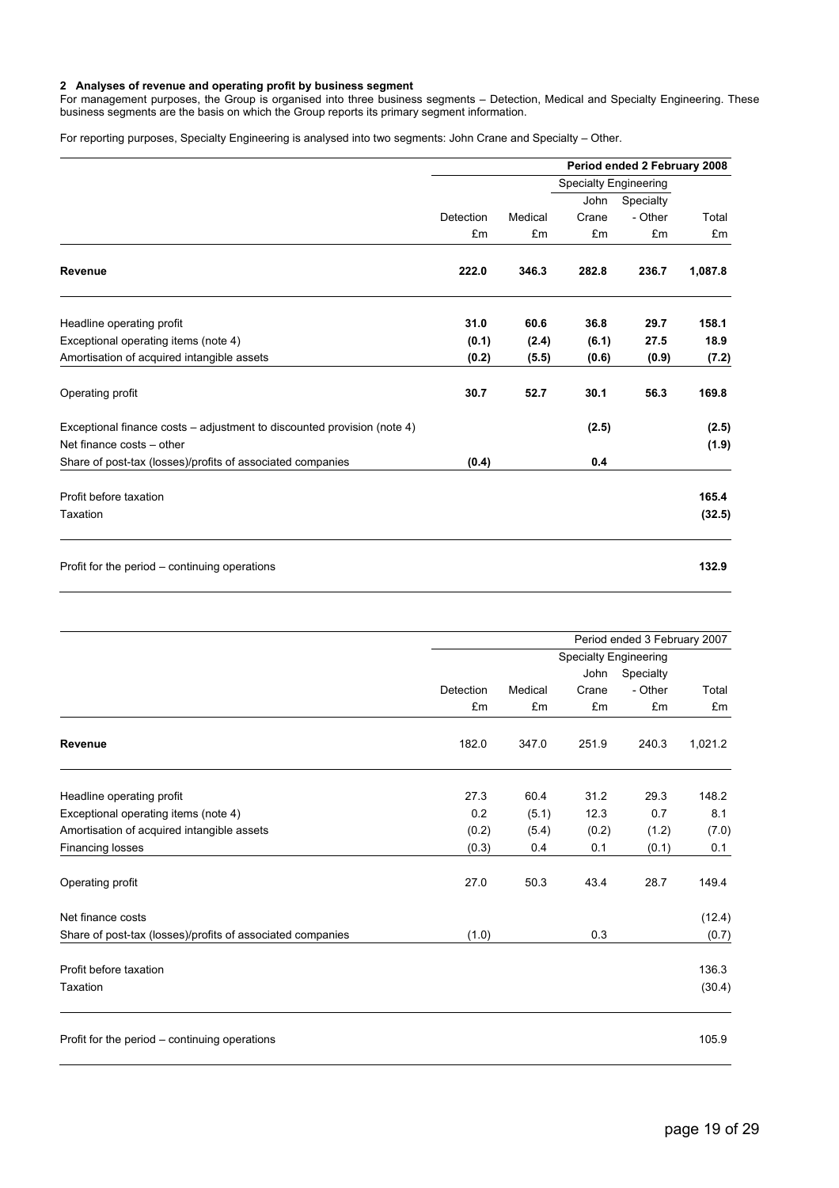**2 Analyses of revenue and operating profit by business segment**

For management purposes, the Group is organised into three business segments – Detection, Medical and Specialty Engineering. These business segments are the basis on which the Group reports its primary segment information.

For reporting purposes, Specialty Engineering is analysed into two segments: John Crane and Specialty – Other.

| | | | | | **Period ended 2 February 2008** |
|---|---|---|---|---|---|
| | | | Specialty Engineering | | |
| | Detection | Medical | John Crane | Specialty - Other | Total |
| | £m | £m | £m | £m | £m |
| **Revenue** | **222.0** | **346.3** | **282.8** | **236.7** | **1,087.8** |
| Headline operating profit | **31.0** | **60.6** | **36.8** | **29.7** | **158.1** |
| Exceptional operating items (note 4) | **(0.1)** | **(2.4)** | **(6.1)** | **27.5** | **18.9** |
| Amortisation of acquired intangible assets | **(0.2)** | **(5.5)** | **(0.6)** | **(0.9)** | **(7.2)** |
| Operating profit | **30.7** | **52.7** | **30.1** | **56.3** | **169.8** |
| Exceptional finance costs – adjustment to discounted provision (note 4) | | | **(2.5)** | | **(2.5)** |
| Net finance costs – other | | | | | **(1.9)** |
| Share of post-tax (losses)/profits of associated companies | **(0.4)** | | **0.4** | | |
| Profit before taxation | | | | | **165.4** |
| Taxation | | | | | **(32.5)** |
| Profit for the period – continuing operations | | | | | **132.9** |

| | | | | | Period ended 3 February 2007 |
|---|---|---|---|---|---|
| | | | Specialty Engineering | | |
| | Detection | Medical | John Crane | Specialty - Other | Total |
| | £m | £m | £m | £m | £m |
| **Revenue** | 182.0 | 347.0 | 251.9 | 240.3 | 1,021.2 |
| Headline operating profit | 27.3 | 60.4 | 31.2 | 29.3 | 148.2 |
| Exceptional operating items (note 4) | 0.2 | (5.1) | 12.3 | 0.7 | 8.1 |
| Amortisation of acquired intangible assets | (0.2) | (5.4) | (0.2) | (1.2) | (7.0) |
| Financing losses | (0.3) | 0.4 | 0.1 | (0.1) | 0.1 |
| Operating profit | 27.0 | 50.3 | 43.4 | 28.7 | 149.4 |
| Net finance costs | | | | | (12.4) |
| Share of post-tax (losses)/profits of associated companies | (1.0) | | 0.3 | | (0.7) |
| Profit before taxation | | | | | 136.3 |
| Taxation | | | | | (30.4) |
| Profit for the period – continuing operations | | | | | 105.9 |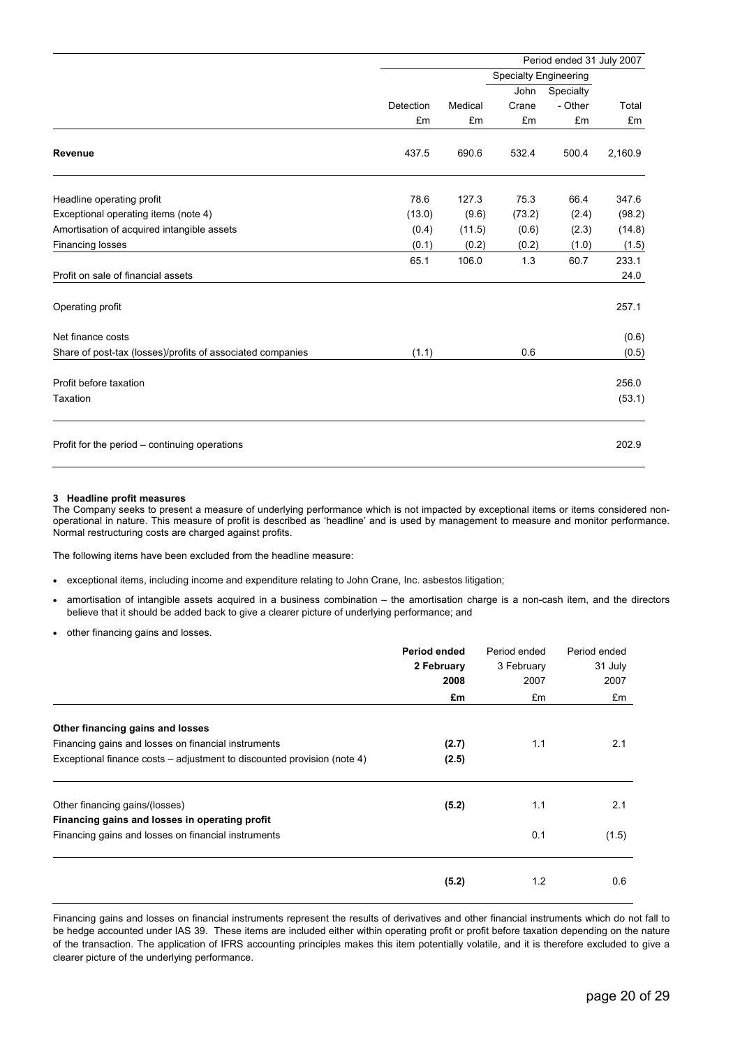| | | | | | Period ended 31 July 2007 |
|---|---|---|---|---|---|
| | | | Specialty Engineering | | |
| | | | John | Specialty | |
| | Detection | Medical | Crane | - Other | Total |
| | £m | £m | £m | £m | £m |
| **Revenue** | 437.5 | 690.6 | 532.4 | 500.4 | 2,160.9 |
| Headline operating profit | 78.6 | 127.3 | 75.3 | 66.4 | 347.6 |
| Exceptional operating items (note 4) | (13.0) | (9.6) | (73.2) | (2.4) | (98.2) |
| Amortisation of acquired intangible assets | (0.4) | (11.5) | (0.6) | (2.3) | (14.8) |
| Financing losses | (0.1) | (0.2) | (0.2) | (1.0) | (1.5) |
| | 65.1 | 106.0 | 1.3 | 60.7 | 233.1 |
| Profit on sale of financial assets | | | | | 24.0 |
| Operating profit | | | | | 257.1 |
| Net finance costs | | | | | (0.6) |
| Share of post-tax (losses)/profits of associated companies | (1.1) | | 0.6 | | (0.5) |
| Profit before taxation | | | | | 256.0 |
| Taxation | | | | | (53.1) |
| Profit for the period – continuing operations | | | | | 202.9 |

### 3 Headline profit measures

The Company seeks to present a measure of underlying performance which is not impacted by exceptional items or items considered non-operational in nature. This measure of profit is described as 'headline' and is used by management to measure and monitor performance. Normal restructuring costs are charged against profits.

The following items have been excluded from the headline measure:

- exceptional items, including income and expenditure relating to John Crane, Inc. asbestos litigation;
- amortisation of intangible assets acquired in a business combination – the amortisation charge is a non-cash item, and the directors believe that it should be added back to give a clearer picture of underlying performance; and
- other financing gains and losses.

| | **Period ended 2 February 2008** | Period ended 3 February 2007 | Period ended 31 July 2007 |
|---|---|---|---|
| | **£m** | £m | £m |
| **Other financing gains and losses** | | | |
| Financing gains and losses on financial instruments | **(2.7)** | 1.1 | 2.1 |
| Exceptional finance costs – adjustment to discounted provision (note 4) | **(2.5)** | | |
| Other financing gains/(losses) | **(5.2)** | 1.1 | 2.1 |
| **Financing gains and losses in operating profit** | | | |
| Financing gains and losses on financial instruments | | 0.1 | (1.5) |
| | **(5.2)** | 1.2 | 0.6 |

Financing gains and losses on financial instruments represent the results of derivatives and other financial instruments which do not fall to be hedge accounted under IAS 39. These items are included either within operating profit or profit before taxation depending on the nature of the transaction. The application of IFRS accounting principles makes this item potentially volatile, and it is therefore excluded to give a clearer picture of the underlying performance.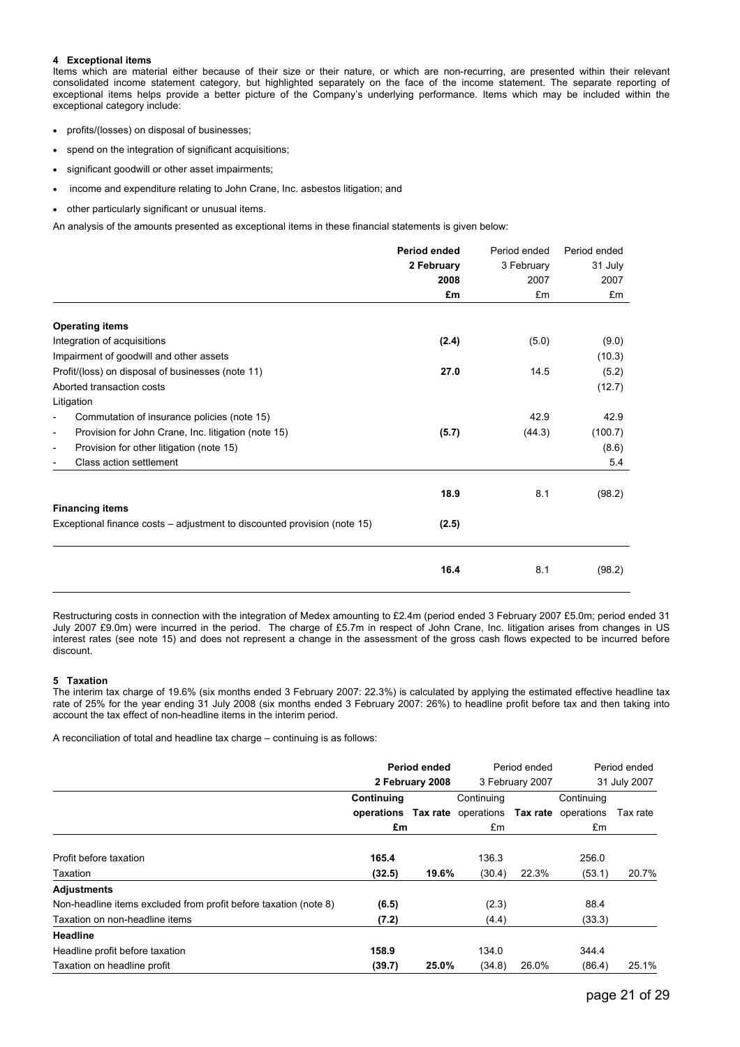### 4 Exceptional items

Items which are material either because of their size or their nature, or which are non-recurring, are presented within their relevant consolidated income statement category, but highlighted separately on the face of the income statement. The separate reporting of exceptional items helps provide a better picture of the Company's underlying performance. Items which may be included within the exceptional category include:

- profits/(losses) on disposal of businesses;
- spend on the integration of significant acquisitions;
- significant goodwill or other asset impairments;
- income and expenditure relating to John Crane, Inc. asbestos litigation; and
- other particularly significant or unusual items.

An analysis of the amounts presented as exceptional items in these financial statements is given below:

| | **Period ended 2 February 2008 £m** | Period ended 3 February 2007 £m | Period ended 31 July 2007 £m |
|---|---|---|---|
| **Operating items** | | | |
| Integration of acquisitions | **(2.4)** | (5.0) | (9.0) |
| Impairment of goodwill and other assets | | | (10.3) |
| Profit/(loss) on disposal of businesses (note 11) | **27.0** | 14.5 | (5.2) |
| Aborted transaction costs | | | (12.7) |
| Litigation | | | |
| - Commutation of insurance policies (note 15) | | 42.9 | 42.9 |
| - Provision for John Crane, Inc. litigation (note 15) | **(5.7)** | (44.3) | (100.7) |
| - Provision for other litigation (note 15) | | | (8.6) |
| - Class action settlement | | | 5.4 |
| | **18.9** | 8.1 | (98.2) |
| **Financing items** | | | |
| Exceptional finance costs – adjustment to discounted provision (note 15) | **(2.5)** | | |
| | **16.4** | 8.1 | (98.2) |

Restructuring costs in connection with the integration of Medex amounting to £2.4m (period ended 3 February 2007 £5.0m; period ended 31 July 2007 £9.0m) were incurred in the period. The charge of £5.7m in respect of John Crane, Inc. litigation arises from changes in US interest rates (see note 15) and does not represent a change in the assessment of the gross cash flows expected to be incurred before discount.

### 5 Taxation

The interim tax charge of 19.6% (six months ended 3 February 2007: 22.3%) is calculated by applying the estimated effective headline tax rate of 25% for the year ending 31 July 2008 (six months ended 3 February 2007: 26%) to headline profit before tax and then taking into account the tax effect of non-headline items in the interim period.

A reconciliation of total and headline tax charge – continuing is as follows:

| | **Period ended 2 February 2008** | | Period ended 3 February 2007 | | Period ended 31 July 2007 | |
|---|---|---|---|---|---|---|
| | **Continuing operations £m** | **Tax rate** | Continuing operations £m | **Tax rate** | Continuing operations £m | Tax rate |
| Profit before taxation | **165.4** | | 136.3 | | 256.0 | |
| Taxation | **(32.5)** | **19.6%** | (30.4) | 22.3% | (53.1) | 20.7% |
| **Adjustments** | | | | | | |
| Non-headline items excluded from profit before taxation (note 8) | **(6.5)** | | (2.3) | | 88.4 | |
| Taxation on non-headline items | **(7.2)** | | (4.4) | | (33.3) | |
| **Headline** | | | | | | |
| Headline profit before taxation | **158.9** | | 134.0 | | 344.4 | |
| Taxation on headline profit | **(39.7)** | **25.0%** | (34.8) | 26.0% | (86.4) | 25.1% |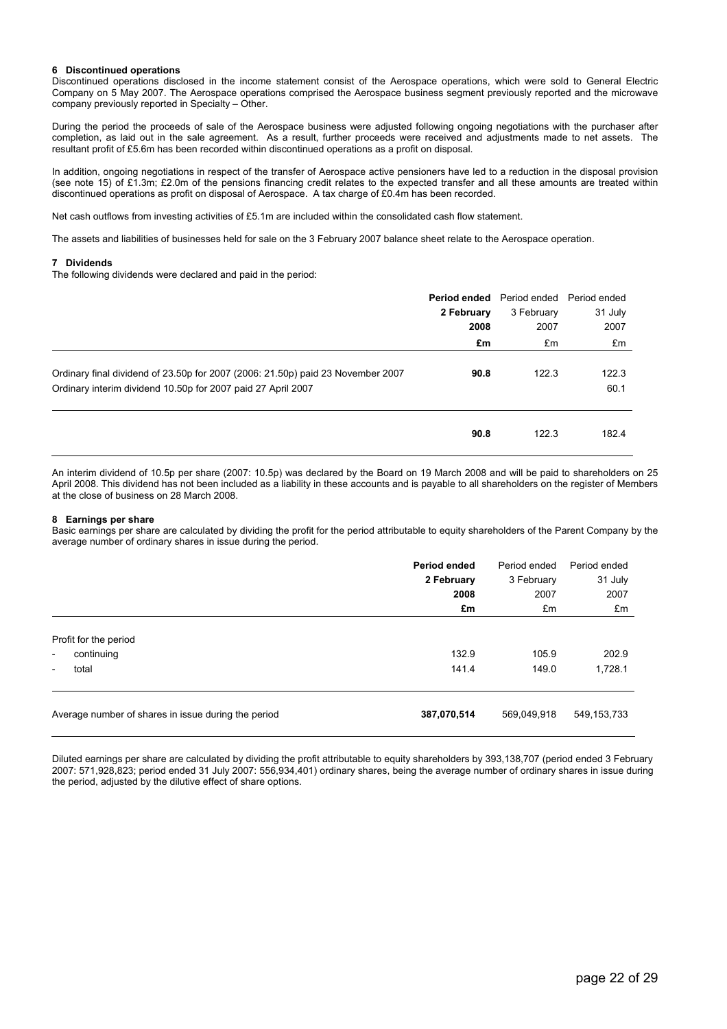### 6 Discontinued operations

Discontinued operations disclosed in the income statement consist of the Aerospace operations, which were sold to General Electric Company on 5 May 2007. The Aerospace operations comprised the Aerospace business segment previously reported and the microwave company previously reported in Specialty – Other.

During the period the proceeds of sale of the Aerospace business were adjusted following ongoing negotiations with the purchaser after completion, as laid out in the sale agreement. As a result, further proceeds were received and adjustments made to net assets. The resultant profit of £5.6m has been recorded within discontinued operations as a profit on disposal.

In addition, ongoing negotiations in respect of the transfer of Aerospace active pensioners have led to a reduction in the disposal provision (see note 15) of £1.3m; £2.0m of the pensions financing credit relates to the expected transfer and all these amounts are treated within discontinued operations as profit on disposal of Aerospace. A tax charge of £0.4m has been recorded.

Net cash outflows from investing activities of £5.1m are included within the consolidated cash flow statement.

The assets and liabilities of businesses held for sale on the 3 February 2007 balance sheet relate to the Aerospace operation.

### 7 Dividends

The following dividends were declared and paid in the period:

| | **Period ended 2 February 2008 £m** | Period ended 3 February 2007 £m | Period ended 31 July 2007 £m |
|---|---|---|---|
| Ordinary final dividend of 23.50p for 2007 (2006: 21.50p) paid 23 November 2007 | **90.8** | 122.3 | 122.3 |
| Ordinary interim dividend 10.50p for 2007 paid 27 April 2007 | | | 60.1 |
| | **90.8** | 122.3 | 182.4 |

An interim dividend of 10.5p per share (2007: 10.5p) was declared by the Board on 19 March 2008 and will be paid to shareholders on 25 April 2008. This dividend has not been included as a liability in these accounts and is payable to all shareholders on the register of Members at the close of business on 28 March 2008.

### 8 Earnings per share

Basic earnings per share are calculated by dividing the profit for the period attributable to equity shareholders of the Parent Company by the average number of ordinary shares in issue during the period.

| | **Period ended 2 February 2008 £m** | Period ended 3 February 2007 £m | Period ended 31 July 2007 £m |
|---|---|---|---|
| Profit for the period | | | |
| - continuing | 132.9 | 105.9 | 202.9 |
| - total | 141.4 | 149.0 | 1,728.1 |
| Average number of shares in issue during the period | **387,070,514** | 569,049,918 | 549,153,733 |

Diluted earnings per share are calculated by dividing the profit attributable to equity shareholders by 393,138,707 (period ended 3 February 2007: 571,928,823; period ended 31 July 2007: 556,934,401) ordinary shares, being the average number of ordinary shares in issue during the period, adjusted by the dilutive effect of share options.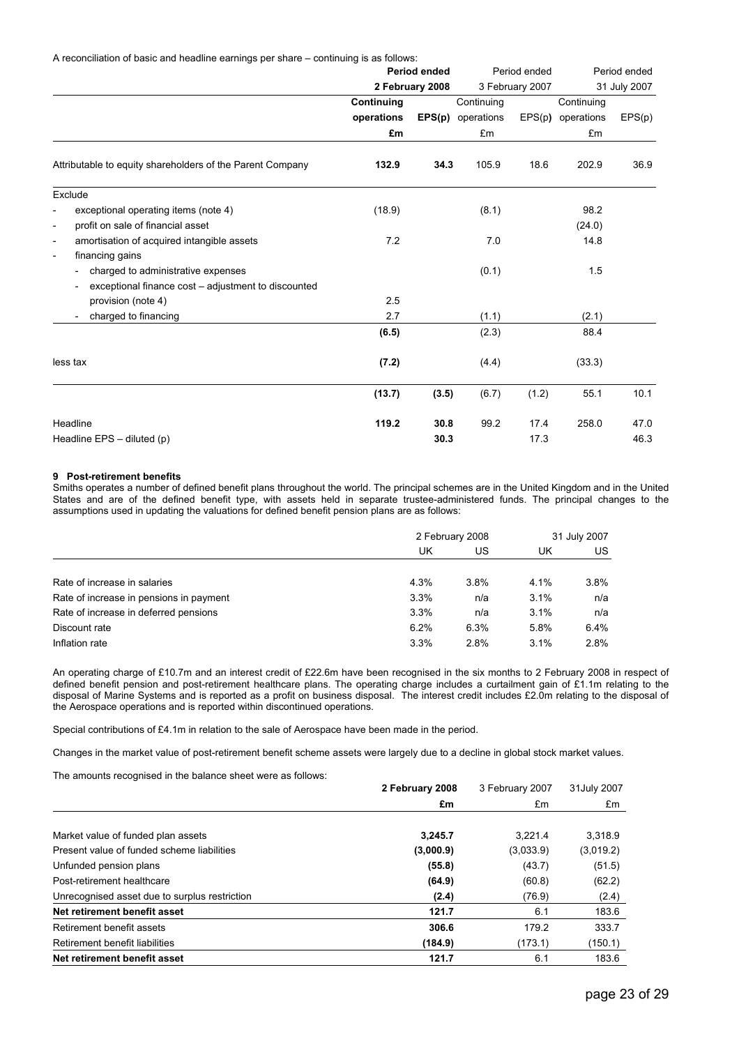A reconciliation of basic and headline earnings per share – continuing is as follows:

| | Period ended 2 February 2008 | | Period ended 3 February 2007 | | Period ended 31 July 2007 | |
|---|---|---|---|---|---|---|
| | **Continuing operations £m** | **EPS(p)** | Continuing operations £m | EPS(p) | Continuing operations £m | EPS(p) |
| Attributable to equity shareholders of the Parent Company | **132.9** | **34.3** | 105.9 | 18.6 | 202.9 | 36.9 |
| Exclude | | | | | | |
| - exceptional operating items (note 4) | (18.9) | | (8.1) | | 98.2 | |
| - profit on sale of financial asset | | | | | (24.0) | |
| - amortisation of acquired intangible assets | 7.2 | | 7.0 | | 14.8 | |
| - financing gains | | | | | | |
| - charged to administrative expenses | | | (0.1) | | 1.5 | |
| - exceptional finance cost – adjustment to discounted provision (note 4) | 2.5 | | | | | |
| - charged to financing | 2.7 | | (1.1) | | (2.1) | |
| | **(6.5)** | | (2.3) | | 88.4 | |
| less tax | **(7.2)** | | (4.4) | | (33.3) | |
| | **(13.7)** | **(3.5)** | (6.7) | (1.2) | 55.1 | 10.1 |
| Headline | **119.2** | **30.8** | 99.2 | 17.4 | 258.0 | 47.0 |
| Headline EPS – diluted (p) | | **30.3** | | 17.3 | | 46.3 |

## 9 Post-retirement benefits

Smiths operates a number of defined benefit plans throughout the world. The principal schemes are in the United Kingdom and in the United States and are of the defined benefit type, with assets held in separate trustee-administered funds. The principal changes to the assumptions used in updating the valuations for defined benefit pension plans are as follows:

| | 2 February 2008 | | 31 July 2007 | |
|---|---|---|---|---|
| | UK | US | UK | US |
| Rate of increase in salaries | 4.3% | 3.8% | 4.1% | 3.8% |
| Rate of increase in pensions in payment | 3.3% | n/a | 3.1% | n/a |
| Rate of increase in deferred pensions | 3.3% | n/a | 3.1% | n/a |
| Discount rate | 6.2% | 6.3% | 5.8% | 6.4% |
| Inflation rate | 3.3% | 2.8% | 3.1% | 2.8% |

An operating charge of £10.7m and an interest credit of £22.6m have been recognised in the six months to 2 February 2008 in respect of defined benefit pension and post-retirement healthcare plans. The operating charge includes a curtailment gain of £1.1m relating to the disposal of Marine Systems and is reported as a profit on business disposal. The interest credit includes £2.0m relating to the disposal of the Aerospace operations and is reported within discontinued operations.

Special contributions of £4.1m in relation to the sale of Aerospace have been made in the period.

Changes in the market value of post-retirement benefit scheme assets were largely due to a decline in global stock market values.

The amounts recognised in the balance sheet were as follows:

| | **2 February 2008 £m** | 3 February 2007 £m | 31July 2007 £m |
|---|---|---|---|
| Market value of funded plan assets | **3,245.7** | 3,221.4 | 3,318.9 |
| Present value of funded scheme liabilities | **(3,000.9)** | (3,033.9) | (3,019.2) |
| Unfunded pension plans | **(55.8)** | (43.7) | (51.5) |
| Post-retirement healthcare | **(64.9)** | (60.8) | (62.2) |
| Unrecognised asset due to surplus restriction | **(2.4)** | (76.9) | (2.4) |
| **Net retirement benefit asset** | **121.7** | 6.1 | 183.6 |
| Retirement benefit assets | **306.6** | 179.2 | 333.7 |
| Retirement benefit liabilities | **(184.9)** | (173.1) | (150.1) |
| **Net retirement benefit asset** | **121.7** | 6.1 | 183.6 |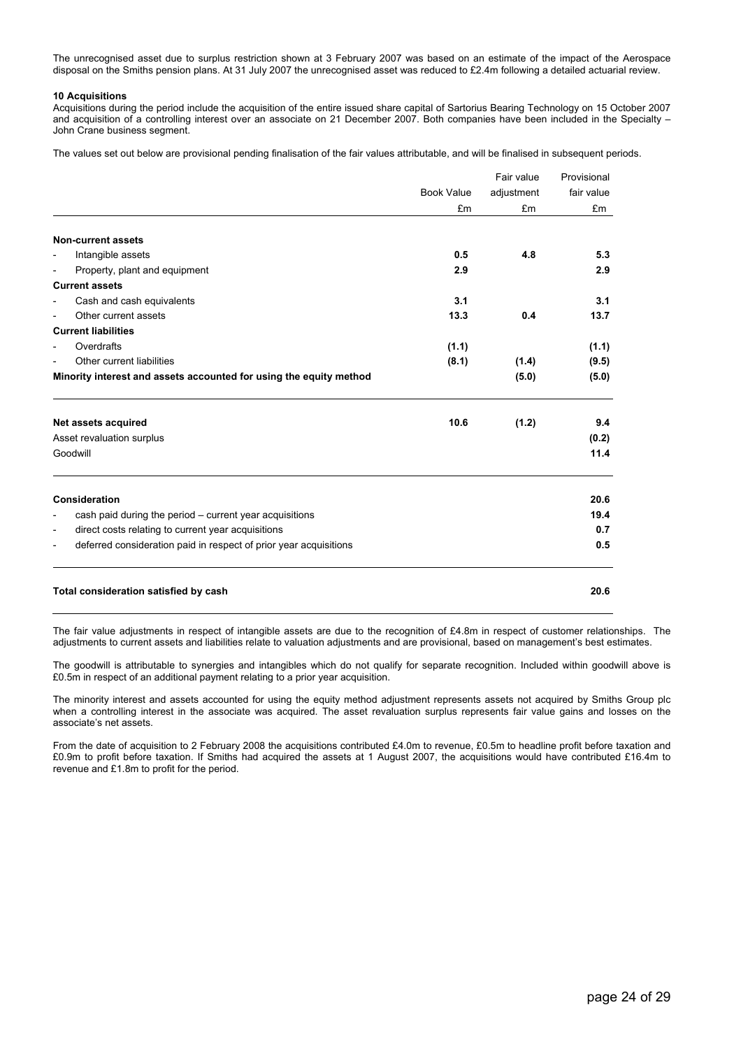The unrecognised asset due to surplus restriction shown at 3 February 2007 was based on an estimate of the impact of the Aerospace disposal on the Smiths pension plans. At 31 July 2007 the unrecognised asset was reduced to £2.4m following a detailed actuarial review.

**10 Acquisitions**

Acquisitions during the period include the acquisition of the entire issued share capital of Sartorius Bearing Technology on 15 October 2007 and acquisition of a controlling interest over an associate on 21 December 2007. Both companies have been included in the Specialty – John Crane business segment.

The values set out below are provisional pending finalisation of the fair values attributable, and will be finalised in subsequent periods.

| | Book Value | Fair value adjustment | Provisional fair value |
|---|---|---|---|
| | £m | £m | £m |
| **Non-current assets** | | | |
| - Intangible assets | **0.5** | **4.8** | **5.3** |
| - Property, plant and equipment | **2.9** | | **2.9** |
| **Current assets** | | | |
| - Cash and cash equivalents | **3.1** | | **3.1** |
| - Other current assets | **13.3** | **0.4** | **13.7** |
| **Current liabilities** | | | |
| - Overdrafts | **(1.1)** | | **(1.1)** |
| - Other current liabilities | **(8.1)** | **(1.4)** | **(9.5)** |
| **Minority interest and assets accounted for using the equity method** | | **(5.0)** | **(5.0)** |
| **Net assets acquired** | **10.6** | **(1.2)** | **9.4** |
| Asset revaluation surplus | | | **(0.2)** |
| Goodwill | | | **11.4** |
| **Consideration** | | | **20.6** |
| - cash paid during the period – current year acquisitions | | | **19.4** |
| - direct costs relating to current year acquisitions | | | **0.7** |
| - deferred consideration paid in respect of prior year acquisitions | | | **0.5** |
| **Total consideration satisfied by cash** | | | **20.6** |

The fair value adjustments in respect of intangible assets are due to the recognition of £4.8m in respect of customer relationships. The adjustments to current assets and liabilities relate to valuation adjustments and are provisional, based on management's best estimates.

The goodwill is attributable to synergies and intangibles which do not qualify for separate recognition. Included within goodwill above is £0.5m in respect of an additional payment relating to a prior year acquisition.

The minority interest and assets accounted for using the equity method adjustment represents assets not acquired by Smiths Group plc when a controlling interest in the associate was acquired. The asset revaluation surplus represents fair value gains and losses on the associate's net assets.

From the date of acquisition to 2 February 2008 the acquisitions contributed £4.0m to revenue, £0.5m to headline profit before taxation and £0.9m to profit before taxation. If Smiths had acquired the assets at 1 August 2007, the acquisitions would have contributed £16.4m to revenue and £1.8m to profit for the period.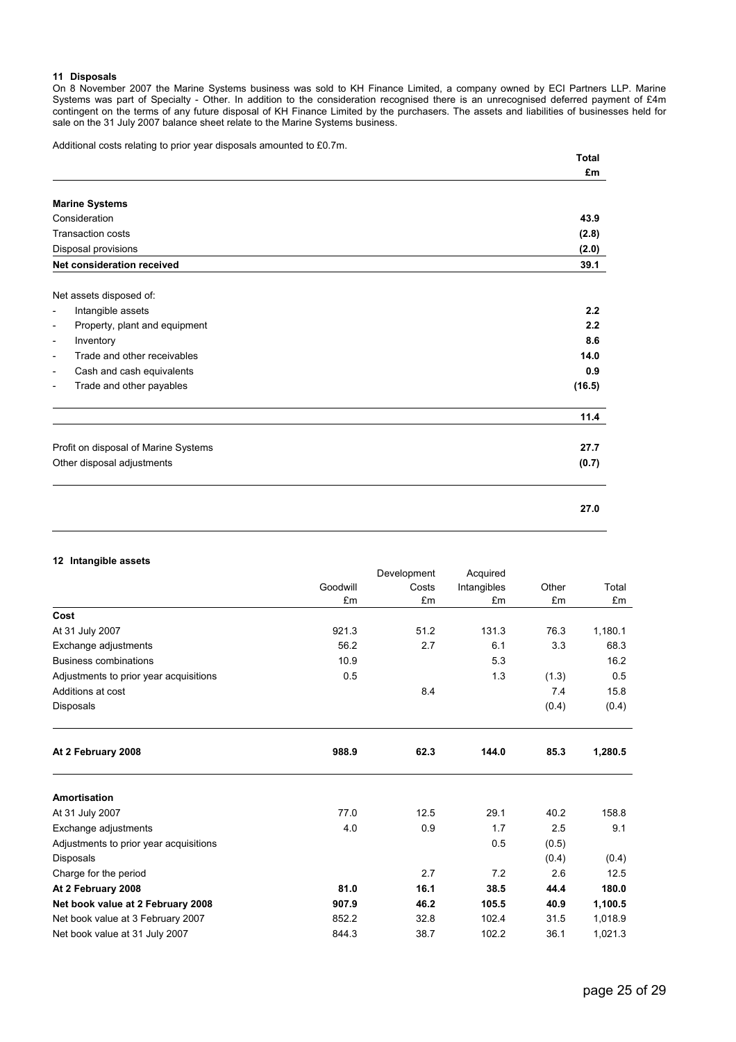## 11 Disposals

On 8 November 2007 the Marine Systems business was sold to KH Finance Limited, a company owned by ECI Partners LLP. Marine Systems was part of Specialty - Other. In addition to the consideration recognised there is an unrecognised deferred payment of £4m contingent on the terms of any future disposal of KH Finance Limited by the purchasers. The assets and liabilities of businesses held for sale on the 31 July 2007 balance sheet relate to the Marine Systems business.

Additional costs relating to prior year disposals amounted to £0.7m.

| | Total £m |
|---|---|
| **Marine Systems** | |
| Consideration | **43.9** |
| Transaction costs | **(2.8)** |
| Disposal provisions | **(2.0)** |
| **Net consideration received** | **39.1** |
| | |
| Net assets disposed of: | |
| - Intangible assets | **2.2** |
| - Property, plant and equipment | **2.2** |
| - Inventory | **8.6** |
| - Trade and other receivables | **14.0** |
| - Cash and cash equivalents | **0.9** |
| - Trade and other payables | **(16.5)** |
| | **11.4** |
| | |
| Profit on disposal of Marine Systems | **27.7** |
| Other disposal adjustments | **(0.7)** |
| | **27.0** |

## 12 Intangible assets

| | Goodwill £m | Development Costs £m | Acquired Intangibles £m | Other £m | Total £m |
|---|---|---|---|---|---|
| **Cost** | | | | | |
| At 31 July 2007 | 921.3 | 51.2 | 131.3 | 76.3 | 1,180.1 |
| Exchange adjustments | 56.2 | 2.7 | 6.1 | 3.3 | 68.3 |
| Business combinations | 10.9 | | 5.3 | | 16.2 |
| Adjustments to prior year acquisitions | 0.5 | | 1.3 | (1.3) | 0.5 |
| Additions at cost | | 8.4 | | 7.4 | 15.8 |
| Disposals | | | | (0.4) | (0.4) |
| **At 2 February 2008** | **988.9** | **62.3** | **144.0** | **85.3** | **1,280.5** |
| **Amortisation** | | | | | |
| At 31 July 2007 | 77.0 | 12.5 | 29.1 | 40.2 | 158.8 |
| Exchange adjustments | 4.0 | 0.9 | 1.7 | 2.5 | 9.1 |
| Adjustments to prior year acquisitions | | | 0.5 | (0.5) | |
| Disposals | | | | (0.4) | (0.4) |
| Charge for the period | | 2.7 | 7.2 | 2.6 | 12.5 |
| **At 2 February 2008** | **81.0** | **16.1** | **38.5** | **44.4** | **180.0** |
| **Net book value at 2 February 2008** | **907.9** | **46.2** | **105.5** | **40.9** | **1,100.5** |
| Net book value at 3 February 2007 | 852.2 | 32.8 | 102.4 | 31.5 | 1,018.9 |
| Net book value at 31 July 2007 | 844.3 | 38.7 | 102.2 | 36.1 | 1,021.3 |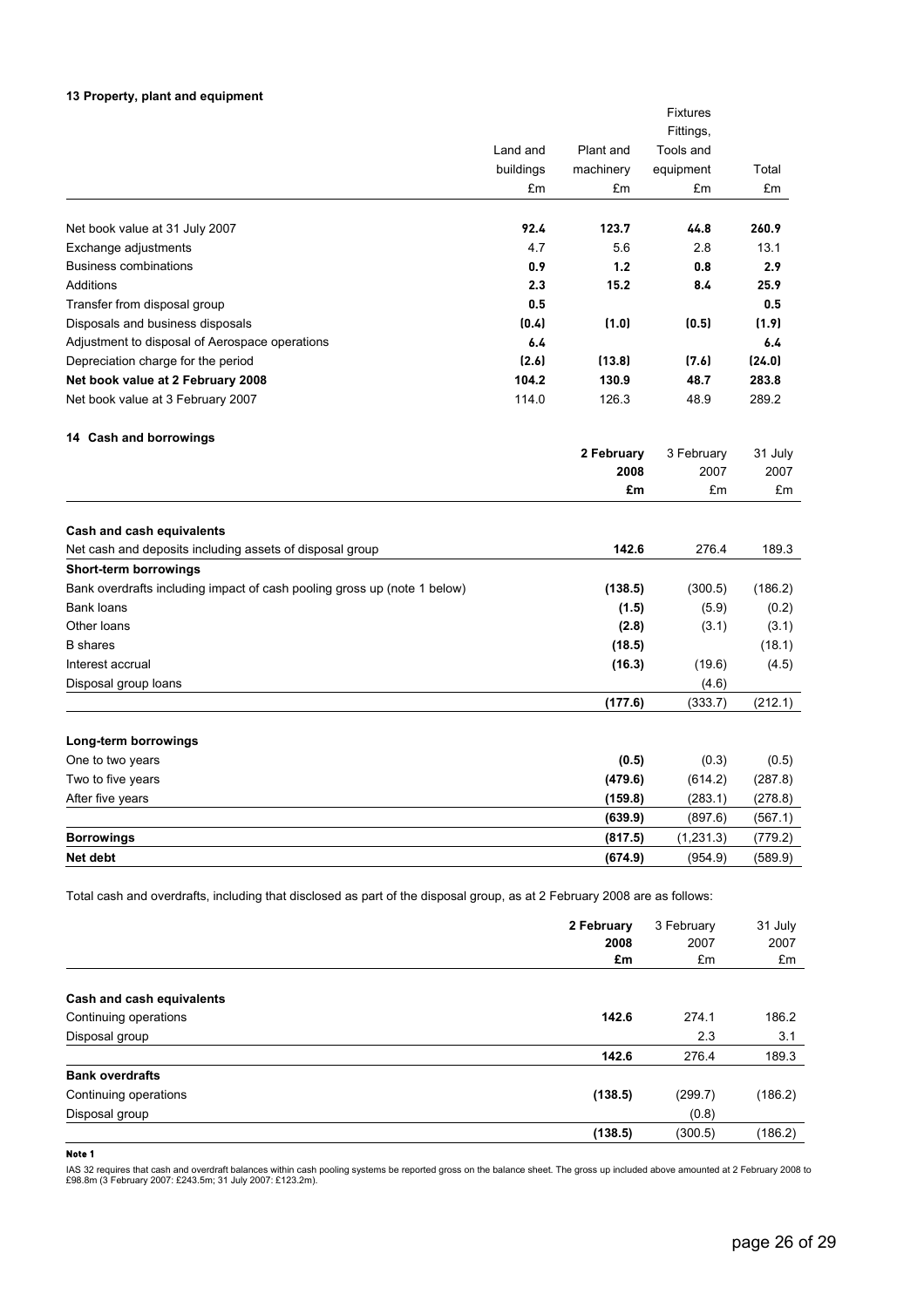### 13 Property, plant and equipment

| | Land and buildings £m | Plant and machinery £m | Fixtures Fittings, Tools and equipment £m | Total £m |
|---|---|---|---|---|
| Net book value at 31 July 2007 | **92.4** | **123.7** | **44.8** | **260.9** |
| Exchange adjustments | 4.7 | 5.6 | 2.8 | 13.1 |
| Business combinations | **0.9** | **1.2** | **0.8** | **2.9** |
| Additions | **2.3** | **15.2** | **8.4** | **25.9** |
| Transfer from disposal group | **0.5** | | | **0.5** |
| Disposals and business disposals | **(0.4)** | **(1.0)** | **(0.5)** | **(1.9)** |
| Adjustment to disposal of Aerospace operations | **6.4** | | | **6.4** |
| Depreciation charge for the period | **(2.6)** | **(13.8)** | **(7.6)** | **(24.0)** |
| **Net book value at 2 February 2008** | **104.2** | **130.9** | **48.7** | **283.8** |
| Net book value at 3 February 2007 | 114.0 | 126.3 | 48.9 | 289.2 |

### 14 Cash and borrowings

| | 2 February 2008 £m | 3 February 2007 £m | 31 July 2007 £m |
|---|---|---|---|
| **Cash and cash equivalents** | | | |
| Net cash and deposits including assets of disposal group | **142.6** | 276.4 | 189.3 |
| **Short-term borrowings** | | | |
| Bank overdrafts including impact of cash pooling gross up (note 1 below) | **(138.5)** | (300.5) | (186.2) |
| Bank loans | **(1.5)** | (5.9) | (0.2) |
| Other loans | **(2.8)** | (3.1) | (3.1) |
| B shares | **(18.5)** | | (18.1) |
| Interest accrual | **(16.3)** | (19.6) | (4.5) |
| Disposal group loans | | (4.6) | |
| | **(177.6)** | (333.7) | (212.1) |
| **Long-term borrowings** | | | |
| One to two years | **(0.5)** | (0.3) | (0.5) |
| Two to five years | **(479.6)** | (614.2) | (287.8) |
| After five years | **(159.8)** | (283.1) | (278.8) |
| | **(639.9)** | (897.6) | (567.1) |
| **Borrowings** | **(817.5)** | (1,231.3) | (779.2) |
| **Net debt** | **(674.9)** | (954.9) | (589.9) |

Total cash and overdrafts, including that disclosed as part of the disposal group, as at 2 February 2008 are as follows:

| | 2 February 2008 £m | 3 February 2007 £m | 31 July 2007 £m |
|---|---|---|---|
| **Cash and cash equivalents** | | | |
| Continuing operations | **142.6** | 274.1 | 186.2 |
| Disposal group | | 2.3 | 3.1 |
| | **142.6** | 276.4 | 189.3 |
| **Bank overdrafts** | | | |
| Continuing operations | **(138.5)** | (299.7) | (186.2) |
| Disposal group | | (0.8) | |
| | **(138.5)** | (300.5) | (186.2) |

**Note 1**

IAS 32 requires that cash and overdraft balances within cash pooling systems be reported gross on the balance sheet. The gross up included above amounted at 2 February 2008 to £98.8m (3 February 2007: £243.5m; 31 July 2007: £123.2m).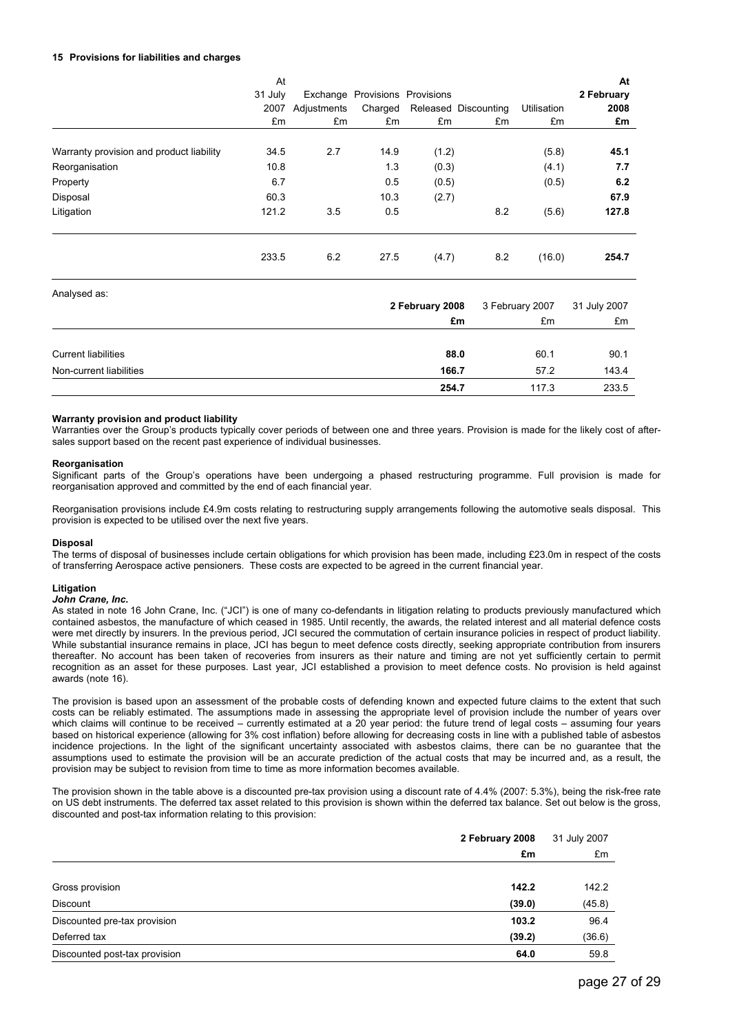**15 Provisions for liabilities and charges**

| | At 31 July 2007 £m | Exchange Adjustments £m | Provisions Charged £m | Provisions Released £m | Discounting £m | Utilisation £m | **At 2 February 2008 £m** |
|---|---|---|---|---|---|---|---|
| Warranty provision and product liability | 34.5 | 2.7 | 14.9 | (1.2) | | (5.8) | **45.1** |
| Reorganisation | 10.8 | | 1.3 | (0.3) | | (4.1) | **7.7** |
| Property | 6.7 | | 0.5 | (0.5) | | (0.5) | **6.2** |
| Disposal | 60.3 | | 10.3 | (2.7) | | | **67.9** |
| Litigation | 121.2 | 3.5 | 0.5 | | 8.2 | (5.6) | **127.8** |
| | 233.5 | 6.2 | 27.5 | (4.7) | 8.2 | (16.0) | **254.7** |

Analysed as:

| | **2 February 2008 £m** | 3 February 2007 £m | 31 July 2007 £m |
|---|---|---|---|
| Current liabilities | **88.0** | 60.1 | 90.1 |
| Non-current liabilities | **166.7** | 57.2 | 143.4 |
| | **254.7** | 117.3 | 233.5 |

**Warranty provision and product liability**

Warranties over the Group's products typically cover periods of between one and three years. Provision is made for the likely cost of after-sales support based on the recent past experience of individual businesses.

**Reorganisation**

Significant parts of the Group's operations have been undergoing a phased restructuring programme. Full provision is made for reorganisation approved and committed by the end of each financial year.

Reorganisation provisions include £4.9m costs relating to restructuring supply arrangements following the automotive seals disposal. This provision is expected to be utilised over the next five years.

**Disposal**

The terms of disposal of businesses include certain obligations for which provision has been made, including £23.0m in respect of the costs of transferring Aerospace active pensioners. These costs are expected to be agreed in the current financial year.

**Litigation**

***John Crane, Inc.***

As stated in note 16 John Crane, Inc. ("JCI") is one of many co-defendants in litigation relating to products previously manufactured which contained asbestos, the manufacture of which ceased in 1985. Until recently, the awards, the related interest and all material defence costs were met directly by insurers. In the previous period, JCI secured the commutation of certain insurance policies in respect of product liability. While substantial insurance remains in place, JCI has begun to meet defence costs directly, seeking appropriate contribution from insurers thereafter. No account has been taken of recoveries from insurers as their nature and timing are not yet sufficiently certain to permit recognition as an asset for these purposes. Last year, JCI established a provision to meet defence costs. No provision is held against awards (note 16).

The provision is based upon an assessment of the probable costs of defending known and expected future claims to the extent that such costs can be reliably estimated. The assumptions made in assessing the appropriate level of provision include the number of years over which claims will continue to be received – currently estimated at a 20 year period: the future trend of legal costs – assuming four years based on historical experience (allowing for 3% cost inflation) before allowing for decreasing costs in line with a published table of asbestos incidence projections. In the light of the significant uncertainty associated with asbestos claims, there can be no guarantee that the assumptions used to estimate the provision will be an accurate prediction of the actual costs that may be incurred and, as a result, the provision may be subject to revision from time to time as more information becomes available.

The provision shown in the table above is a discounted pre-tax provision using a discount rate of 4.4% (2007: 5.3%), being the risk-free rate on US debt instruments. The deferred tax asset related to this provision is shown within the deferred tax balance. Set out below is the gross, discounted and post-tax information relating to this provision:

| | **2 February 2008 £m** | 31 July 2007 £m |
|---|---|---|
| Gross provision | **142.2** | 142.2 |
| Discount | **(39.0)** | (45.8) |
| Discounted pre-tax provision | **103.2** | 96.4 |
| Deferred tax | **(39.2)** | (36.6) |
| Discounted post-tax provision | **64.0** | 59.8 |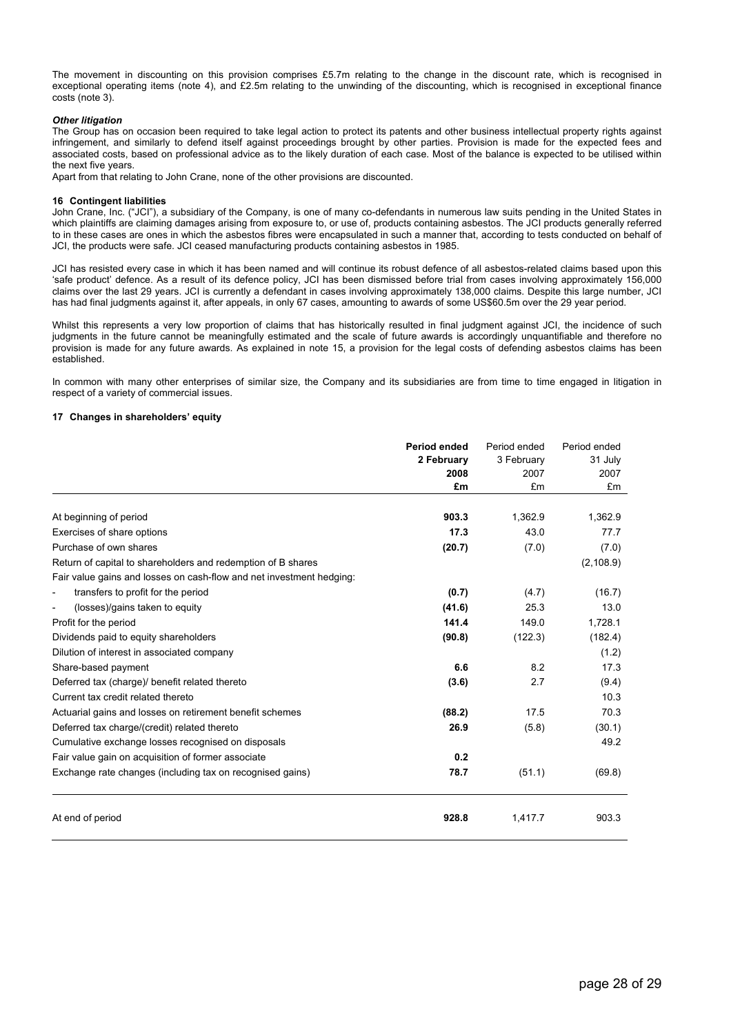The movement in discounting on this provision comprises £5.7m relating to the change in the discount rate, which is recognised in exceptional operating items (note 4), and £2.5m relating to the unwinding of the discounting, which is recognised in exceptional finance costs (note 3).

***Other litigation***

The Group has on occasion been required to take legal action to protect its patents and other business intellectual property rights against infringement, and similarly to defend itself against proceedings brought by other parties. Provision is made for the expected fees and associated costs, based on professional advice as to the likely duration of each case. Most of the balance is expected to be utilised within the next five years.

Apart from that relating to John Crane, none of the other provisions are discounted.

**16 Contingent liabilities**

John Crane, Inc. ("JCI"), a subsidiary of the Company, is one of many co-defendants in numerous law suits pending in the United States in which plaintiffs are claiming damages arising from exposure to, or use of, products containing asbestos. The JCI products generally referred to in these cases are ones in which the asbestos fibres were encapsulated in such a manner that, according to tests conducted on behalf of JCI, the products were safe. JCI ceased manufacturing products containing asbestos in 1985.

JCI has resisted every case in which it has been named and will continue its robust defence of all asbestos-related claims based upon this 'safe product' defence. As a result of its defence policy, JCI has been dismissed before trial from cases involving approximately 156,000 claims over the last 29 years. JCI is currently a defendant in cases involving approximately 138,000 claims. Despite this large number, JCI has had final judgments against it, after appeals, in only 67 cases, amounting to awards of some US$60.5m over the 29 year period.

Whilst this represents a very low proportion of claims that has historically resulted in final judgment against JCI, the incidence of such judgments in the future cannot be meaningfully estimated and the scale of future awards is accordingly unquantifiable and therefore no provision is made for any future awards. As explained in note 15, a provision for the legal costs of defending asbestos claims has been established.

In common with many other enterprises of similar size, the Company and its subsidiaries are from time to time engaged in litigation in respect of a variety of commercial issues.

**17 Changes in shareholders' equity**

| | **Period ended 2 February 2008 £m** | Period ended 3 February 2007 £m | Period ended 31 July 2007 £m |
|---|---|---|---|
| At beginning of period | **903.3** | 1,362.9 | 1,362.9 |
| Exercises of share options | **17.3** | 43.0 | 77.7 |
| Purchase of own shares | **(20.7)** | (7.0) | (7.0) |
| Return of capital to shareholders and redemption of B shares | | | (2,108.9) |
| Fair value gains and losses on cash-flow and net investment hedging: | | | |
| - transfers to profit for the period | **(0.7)** | (4.7) | (16.7) |
| - (losses)/gains taken to equity | **(41.6)** | 25.3 | 13.0 |
| Profit for the period | **141.4** | 149.0 | 1,728.1 |
| Dividends paid to equity shareholders | **(90.8)** | (122.3) | (182.4) |
| Dilution of interest in associated company | | | (1.2) |
| Share-based payment | **6.6** | 8.2 | 17.3 |
| Deferred tax (charge)/ benefit related thereto | **(3.6)** | 2.7 | (9.4) |
| Current tax credit related thereto | | | 10.3 |
| Actuarial gains and losses on retirement benefit schemes | **(88.2)** | 17.5 | 70.3 |
| Deferred tax charge/(credit) related thereto | **26.9** | (5.8) | (30.1) |
| Cumulative exchange losses recognised on disposals | | | 49.2 |
| Fair value gain on acquisition of former associate | **0.2** | | |
| Exchange rate changes (including tax on recognised gains) | **78.7** | (51.1) | (69.8) |
| At end of period | **928.8** | 1,417.7 | 903.3 |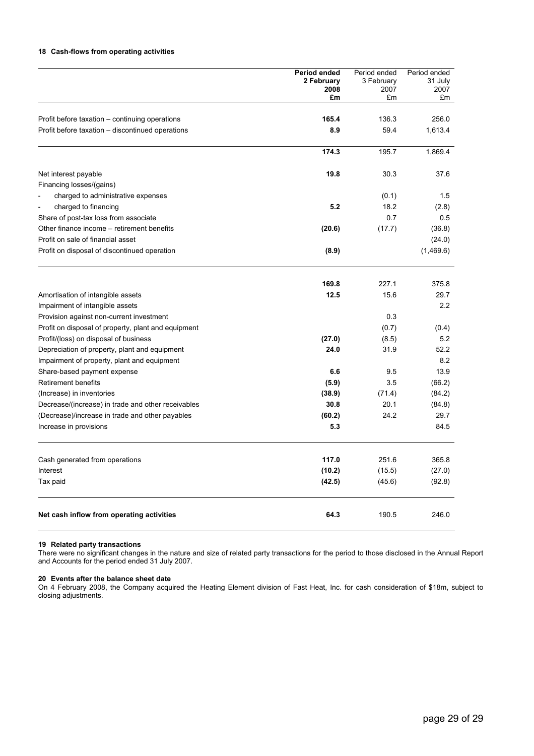### 18 Cash-flows from operating activities

| | **Period ended 2 February 2008 £m** | Period ended 3 February 2007 £m | Period ended 31 July 2007 £m |
|---|---|---|---|
| Profit before taxation – continuing operations | **165.4** | 136.3 | 256.0 |
| Profit before taxation – discontinued operations | **8.9** | 59.4 | 1,613.4 |
| | **174.3** | 195.7 | 1,869.4 |
| Net interest payable | **19.8** | 30.3 | 37.6 |
| Financing losses/(gains) | | | |
| - charged to administrative expenses | | (0.1) | 1.5 |
| - charged to financing | **5.2** | 18.2 | (2.8) |
| Share of post-tax loss from associate | | 0.7 | 0.5 |
| Other finance income – retirement benefits | **(20.6)** | (17.7) | (36.8) |
| Profit on sale of financial asset | | | (24.0) |
| Profit on disposal of discontinued operation | **(8.9)** | | (1,469.6) |
| | **169.8** | 227.1 | 375.8 |
| Amortisation of intangible assets | **12.5** | 15.6 | 29.7 |
| Impairment of intangible assets | | | 2.2 |
| Provision against non-current investment | | 0.3 | |
| Profit on disposal of property, plant and equipment | | (0.7) | (0.4) |
| Profit/(loss) on disposal of business | **(27.0)** | (8.5) | 5.2 |
| Depreciation of property, plant and equipment | **24.0** | 31.9 | 52.2 |
| Impairment of property, plant and equipment | | | 8.2 |
| Share-based payment expense | **6.6** | 9.5 | 13.9 |
| Retirement benefits | **(5.9)** | 3.5 | (66.2) |
| (Increase) in inventories | **(38.9)** | (71.4) | (84.2) |
| Decrease/(increase) in trade and other receivables | **30.8** | 20.1 | (84.8) |
| (Decrease)/increase in trade and other payables | **(60.2)** | 24.2 | 29.7 |
| Increase in provisions | **5.3** | | 84.5 |
| Cash generated from operations | **117.0** | 251.6 | 365.8 |
| Interest | **(10.2)** | (15.5) | (27.0) |
| Tax paid | **(42.5)** | (45.6) | (92.8) |
| **Net cash inflow from operating activities** | **64.3** | 190.5 | 246.0 |

### 19 Related party transactions

There were no significant changes in the nature and size of related party transactions for the period to those disclosed in the Annual Report and Accounts for the period ended 31 July 2007.

### 20 Events after the balance sheet date

On 4 February 2008, the Company acquired the Heating Element division of Fast Heat, Inc. for cash consideration of $18m, subject to closing adjustments.